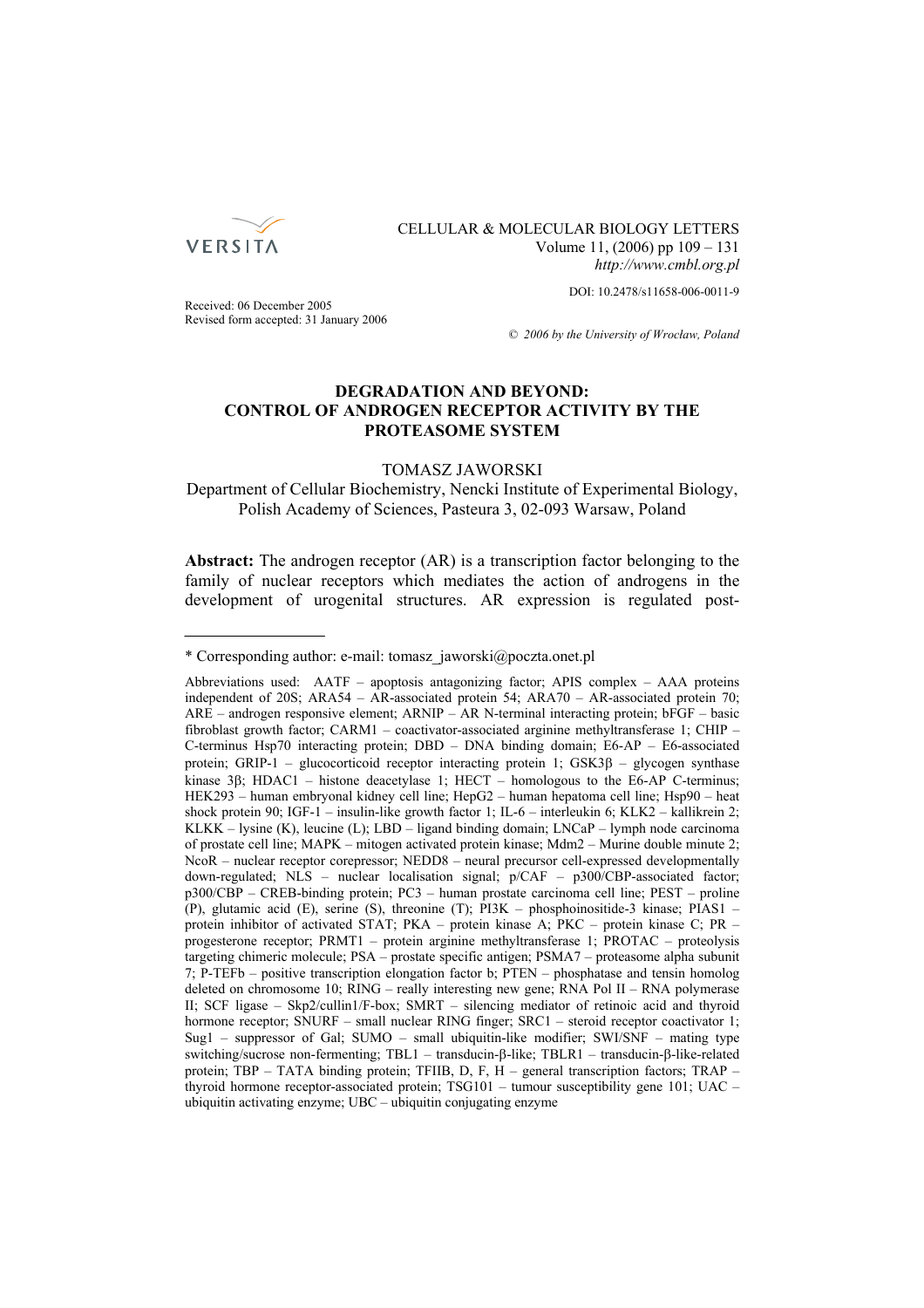CELLULAR & MOLECULAR BIOLOGY LETTERS
Volume 11, (2006) pp 109 – 131
*http://www.cmbl.org.pl*

DOI: 10.2478/s11658-006-0011-9

Received: 06 December 2005
Revised form accepted: 31 January 2006

*© 2006 by the University of Wrocław, Poland*

# DEGRADATION AND BEYOND: CONTROL OF ANDROGEN RECEPTOR ACTIVITY BY THE PROTEASOME SYSTEM

TOMASZ JAWORSKI
Department of Cellular Biochemistry, Nencki Institute of Experimental Biology, Polish Academy of Sciences, Pasteura 3, 02-093 Warsaw, Poland

**Abstract:** The androgen receptor (AR) is a transcription factor belonging to the family of nuclear receptors which mediates the action of androgens in the development of urogenital structures. AR expression is regulated post-

---

\* Corresponding author: e-mail: tomasz_jaworski@poczta.onet.pl

Abbreviations used: AATF – apoptosis antagonizing factor; APIS complex – AAA proteins independent of 20S; ARA54 – AR-associated protein 54; ARA70 – AR-associated protein 70; ARE – androgen responsive element; ARNIP – AR N-terminal interacting protein; bFGF – basic fibroblast growth factor; CARM1 – coactivator-associated arginine methyltransferase 1; CHIP – C-terminus Hsp70 interacting protein; DBD – DNA binding domain; E6-AP – E6-associated protein; GRIP-1 – glucocorticoid receptor interacting protein 1; GSK3β – glycogen synthase kinase 3β; HDAC1 – histone deacetylase 1; HECT – homologous to the E6-AP C-terminus; HEK293 – human embryonal kidney cell line; HepG2 – human hepatoma cell line; Hsp90 – heat shock protein 90; IGF-1 – insulin-like growth factor 1; IL-6 – interleukin 6; KLK2 – kallikrein 2; KLKK – lysine (K), leucine (L); LBD – ligand binding domain; LNCaP – lymph node carcinoma of prostate cell line; MAPK – mitogen activated protein kinase; Mdm2 – Murine double minute 2; NcoR – nuclear receptor corepressor; NEDD8 – neural precursor cell-expressed developmentally down-regulated; NLS – nuclear localisation signal; p/CAF – p300/CBP-associated factor; p300/CBP – CREB-binding protein; PC3 – human prostate carcinoma cell line; PEST – proline (P), glutamic acid (E), serine (S), threonine (T); PI3K – phosphoinositide-3 kinase; PIAS1 – protein inhibitor of activated STAT; PKA – protein kinase A; PKC – protein kinase C; PR – progesterone receptor; PRMT1 – protein arginine methyltransferase 1; PROTAC – proteolysis targeting chimeric molecule; PSA – prostate specific antigen; PSMA7 – proteasome alpha subunit 7; P-TEFb – positive transcription elongation factor b; PTEN – phosphatase and tensin homolog deleted on chromosome 10; RING – really interesting new gene; RNA Pol II – RNA polymerase II; SCF ligase – Skp2/cullin1/F-box; SMRT – silencing mediator of retinoic acid and thyroid hormone receptor; SNURF – small nuclear RING finger; SRC1 – steroid receptor coactivator 1; Sug1 – suppressor of Gal; SUMO – small ubiquitin-like modifier; SWI/SNF – mating type switching/sucrose non-fermenting; TBL1 – transducin-β-like; TBLR1 – transducin-β-like-related protein; TBP – TATA binding protein; TFIIB, D, F, H – general transcription factors; TRAP – thyroid hormone receptor-associated protein; TSG101 – tumour susceptibility gene 101; UAC – ubiquitin activating enzyme; UBC – ubiquitin conjugating enzyme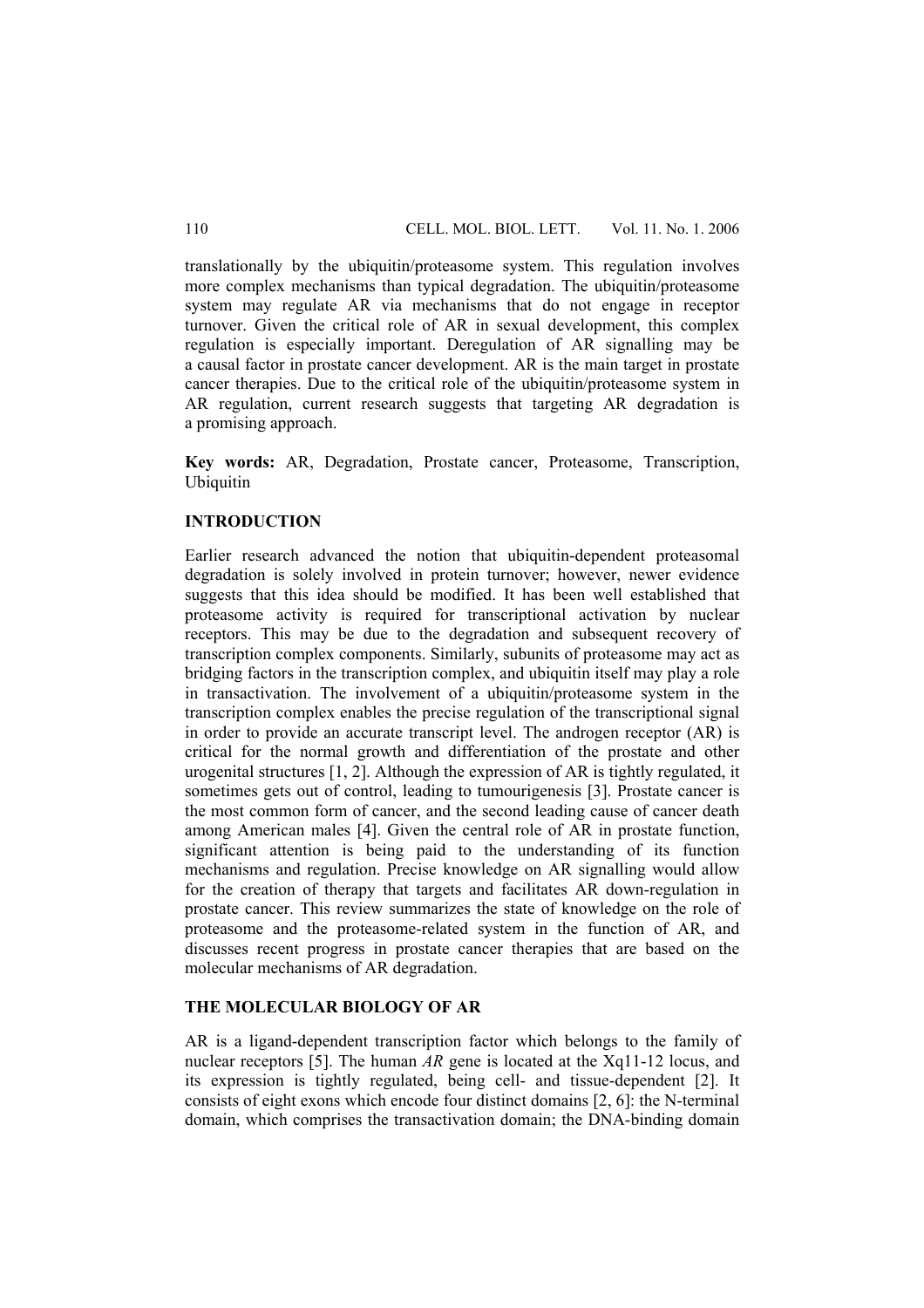translationally by the ubiquitin/proteasome system. This regulation involves more complex mechanisms than typical degradation. The ubiquitin/proteasome system may regulate AR via mechanisms that do not engage in receptor turnover. Given the critical role of AR in sexual development, this complex regulation is especially important. Deregulation of AR signalling may be a causal factor in prostate cancer development. AR is the main target in prostate cancer therapies. Due to the critical role of the ubiquitin/proteasome system in AR regulation, current research suggests that targeting AR degradation is a promising approach.

**Key words:** AR, Degradation, Prostate cancer, Proteasome, Transcription, Ubiquitin

## INTRODUCTION

Earlier research advanced the notion that ubiquitin-dependent proteasomal degradation is solely involved in protein turnover; however, newer evidence suggests that this idea should be modified. It has been well established that proteasome activity is required for transcriptional activation by nuclear receptors. This may be due to the degradation and subsequent recovery of transcription complex components. Similarly, subunits of proteasome may act as bridging factors in the transcription complex, and ubiquitin itself may play a role in transactivation. The involvement of a ubiquitin/proteasome system in the transcription complex enables the precise regulation of the transcriptional signal in order to provide an accurate transcript level. The androgen receptor (AR) is critical for the normal growth and differentiation of the prostate and other urogenital structures [1, 2]. Although the expression of AR is tightly regulated, it sometimes gets out of control, leading to tumourigenesis [3]. Prostate cancer is the most common form of cancer, and the second leading cause of cancer death among American males [4]. Given the central role of AR in prostate function, significant attention is being paid to the understanding of its function mechanisms and regulation. Precise knowledge on AR signalling would allow for the creation of therapy that targets and facilitates AR down-regulation in prostate cancer. This review summarizes the state of knowledge on the role of proteasome and the proteasome-related system in the function of AR, and discusses recent progress in prostate cancer therapies that are based on the molecular mechanisms of AR degradation.

## THE MOLECULAR BIOLOGY OF AR

AR is a ligand-dependent transcription factor which belongs to the family of nuclear receptors [5]. The human *AR* gene is located at the Xq11-12 locus, and its expression is tightly regulated, being cell- and tissue-dependent [2]. It consists of eight exons which encode four distinct domains [2, 6]: the N-terminal domain, which comprises the transactivation domain; the DNA-binding domain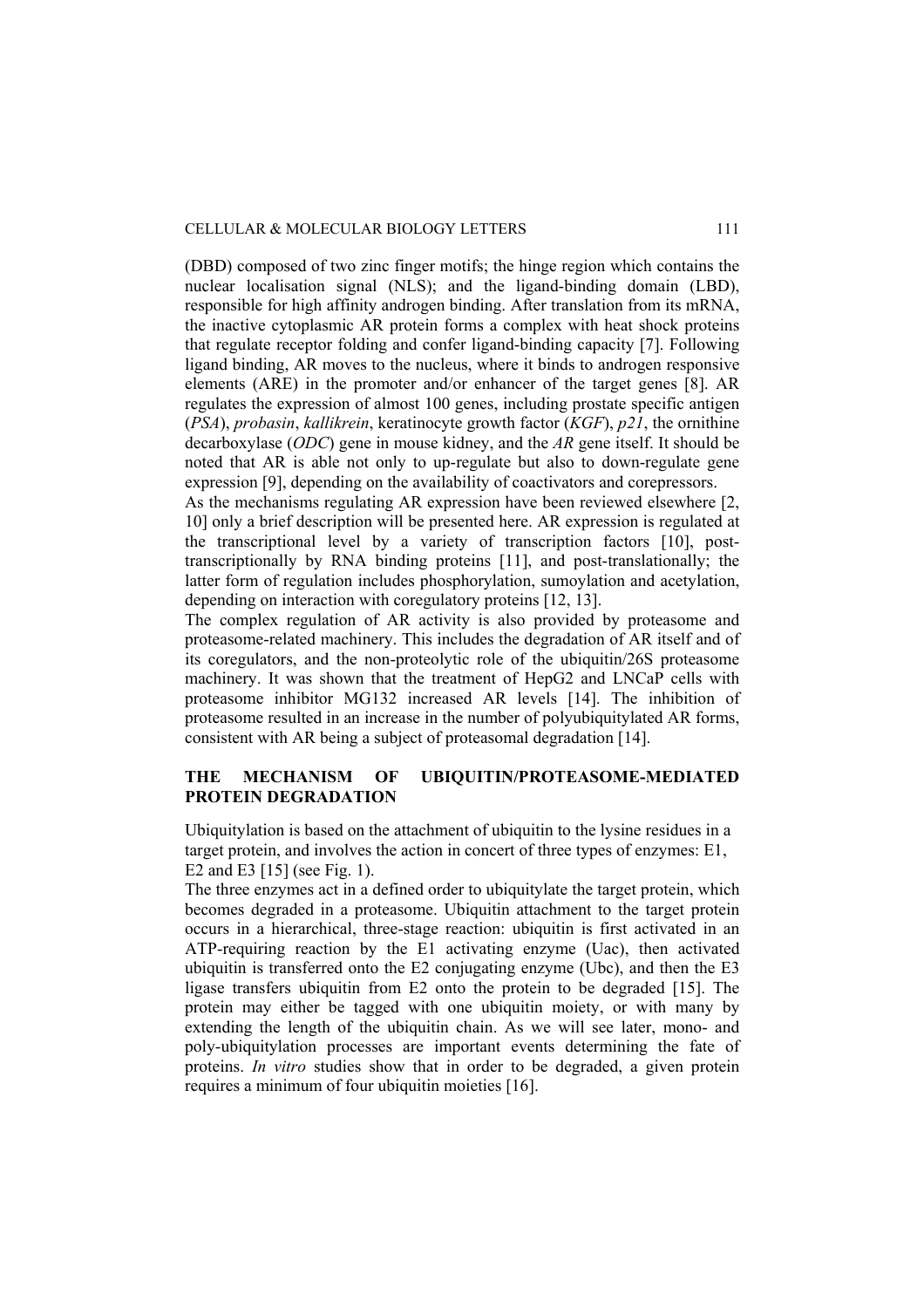(DBD) composed of two zinc finger motifs; the hinge region which contains the nuclear localisation signal (NLS); and the ligand-binding domain (LBD), responsible for high affinity androgen binding. After translation from its mRNA, the inactive cytoplasmic AR protein forms a complex with heat shock proteins that regulate receptor folding and confer ligand-binding capacity [7]. Following ligand binding, AR moves to the nucleus, where it binds to androgen responsive elements (ARE) in the promoter and/or enhancer of the target genes [8]. AR regulates the expression of almost 100 genes, including prostate specific antigen (*PSA*), *probasin*, *kallikrein*, keratinocyte growth factor (*KGF*), *p21*, the ornithine decarboxylase (*ODC*) gene in mouse kidney, and the *AR* gene itself. It should be noted that AR is able not only to up-regulate but also to down-regulate gene expression [9], depending on the availability of coactivators and corepressors.

As the mechanisms regulating AR expression have been reviewed elsewhere [2, 10] only a brief description will be presented here. AR expression is regulated at the transcriptional level by a variety of transcription factors [10], post-transcriptionally by RNA binding proteins [11], and post-translationally; the latter form of regulation includes phosphorylation, sumoylation and acetylation, depending on interaction with coregulatory proteins [12, 13].

The complex regulation of AR activity is also provided by proteasome and proteasome-related machinery. This includes the degradation of AR itself and of its coregulators, and the non-proteolytic role of the ubiquitin/26S proteasome machinery. It was shown that the treatment of HepG2 and LNCaP cells with proteasome inhibitor MG132 increased AR levels [14]. The inhibition of proteasome resulted in an increase in the number of polyubiquitylated AR forms, consistent with AR being a subject of proteasomal degradation [14].

## THE MECHANISM OF UBIQUITIN/PROTEASOME-MEDIATED PROTEIN DEGRADATION

Ubiquitylation is based on the attachment of ubiquitin to the lysine residues in a target protein, and involves the action in concert of three types of enzymes: E1, E2 and E3 [15] (see Fig. 1).

The three enzymes act in a defined order to ubiquitylate the target protein, which becomes degraded in a proteasome. Ubiquitin attachment to the target protein occurs in a hierarchical, three-stage reaction: ubiquitin is first activated in an ATP-requiring reaction by the E1 activating enzyme (Uac), then activated ubiquitin is transferred onto the E2 conjugating enzyme (Ubc), and then the E3 ligase transfers ubiquitin from E2 onto the protein to be degraded [15]. The protein may either be tagged with one ubiquitin moiety, or with many by extending the length of the ubiquitin chain. As we will see later, mono- and poly-ubiquitylation processes are important events determining the fate of proteins. *In vitro* studies show that in order to be degraded, a given protein requires a minimum of four ubiquitin moieties [16].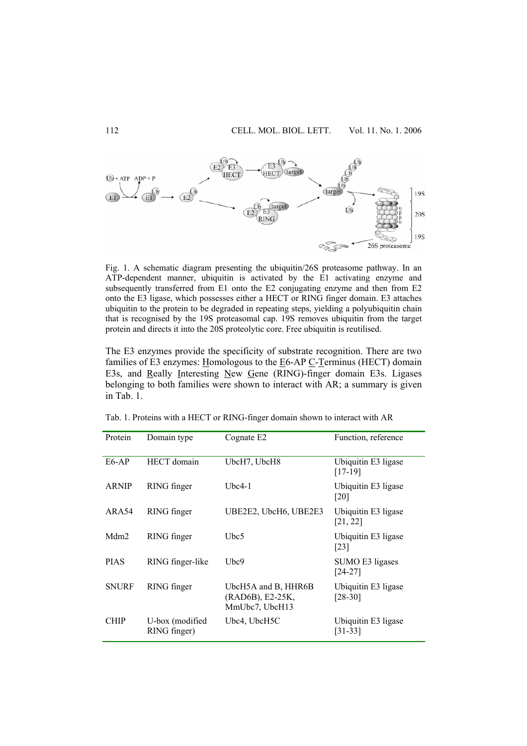Fig. 1. A schematic diagram presenting the ubiquitin/26S proteasome pathway. In an ATP-dependent manner, ubiquitin is activated by the E1 activating enzyme and subsequently transferred from E1 onto the E2 conjugating enzyme and then from E2 onto the E3 ligase, which possesses either a HECT or RING finger domain. E3 attaches ubiquitin to the protein to be degraded in repeating steps, yielding a polyubiquitin chain that is recognised by the 19S proteasomal cap. 19S removes ubiquitin from the target protein and directs it into the 20S proteolytic core. Free ubiquitin is reutilised.

The E3 enzymes provide the specificity of substrate recognition. There are two families of E3 enzymes: Homologous to the E6-AP C-Terminus (HECT) domain E3s, and Really Interesting New Gene (RING)-finger domain E3s. Ligases belonging to both families were shown to interact with AR; a summary is given in Tab. 1.

Tab. 1. Proteins with a HECT or RING-finger domain shown to interact with AR

| Protein | Domain type | Cognate E2 | Function, reference |
|---|---|---|---|
| E6-AP | HECT domain | UbcH7, UbcH8 | Ubiquitin E3 ligase [17-19] |
| ARNIP | RING finger | Ubc4-1 | Ubiquitin E3 ligase [20] |
| ARA54 | RING finger | UBE2E2, UbcH6, UBE2E3 | Ubiquitin E3 ligase [21, 22] |
| Mdm2 | RING finger | Ubc5 | Ubiquitin E3 ligase [23] |
| PIAS | RING finger-like | Ubc9 | SUMO E3 ligases [24-27] |
| SNURF | RING finger | UbcH5A and B, HHR6B (RAD6B), E2-25K, MmUbc7, UbcH13 | Ubiquitin E3 ligase [28-30] |
| CHIP | U-box (modified RING finger) | Ubc4, UbcH5C | Ubiquitin E3 ligase [31-33] |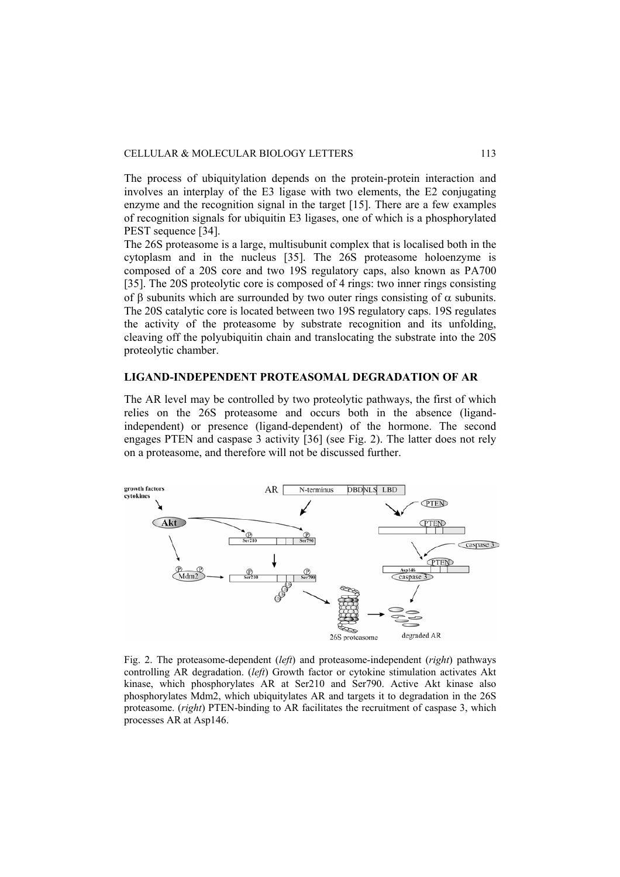The process of ubiquitylation depends on the protein-protein interaction and involves an interplay of the E3 ligase with two elements, the E2 conjugating enzyme and the recognition signal in the target [15]. There are a few examples of recognition signals for ubiquitin E3 ligases, one of which is a phosphorylated PEST sequence [34].

The 26S proteasome is a large, multisubunit complex that is localised both in the cytoplasm and in the nucleus [35]. The 26S proteasome holoenzyme is composed of a 20S core and two 19S regulatory caps, also known as PA700 [35]. The 20S proteolytic core is composed of 4 rings: two inner rings consisting of β subunits which are surrounded by two outer rings consisting of α subunits. The 20S catalytic core is located between two 19S regulatory caps. 19S regulates the activity of the proteasome by substrate recognition and its unfolding, cleaving off the polyubiquitin chain and translocating the substrate into the 20S proteolytic chamber.

## LIGAND-INDEPENDENT PROTEASOMAL DEGRADATION OF AR

The AR level may be controlled by two proteolytic pathways, the first of which relies on the 26S proteasome and occurs both in the absence (ligand-independent) or presence (ligand-dependent) of the hormone. The second engages PTEN and caspase 3 activity [36] (see Fig. 2). The latter does not rely on a proteasome, and therefore will not be discussed further.

Fig. 2. The proteasome-dependent (*left*) and proteasome-independent (*right*) pathways controlling AR degradation. (*left*) Growth factor or cytokine stimulation activates Akt kinase, which phosphorylates AR at Ser210 and Ser790. Active Akt kinase also phosphorylates Mdm2, which ubiquitylates AR and targets it to degradation in the 26S proteasome. (*right*) PTEN-binding to AR facilitates the recruitment of caspase 3, which processes AR at Asp146.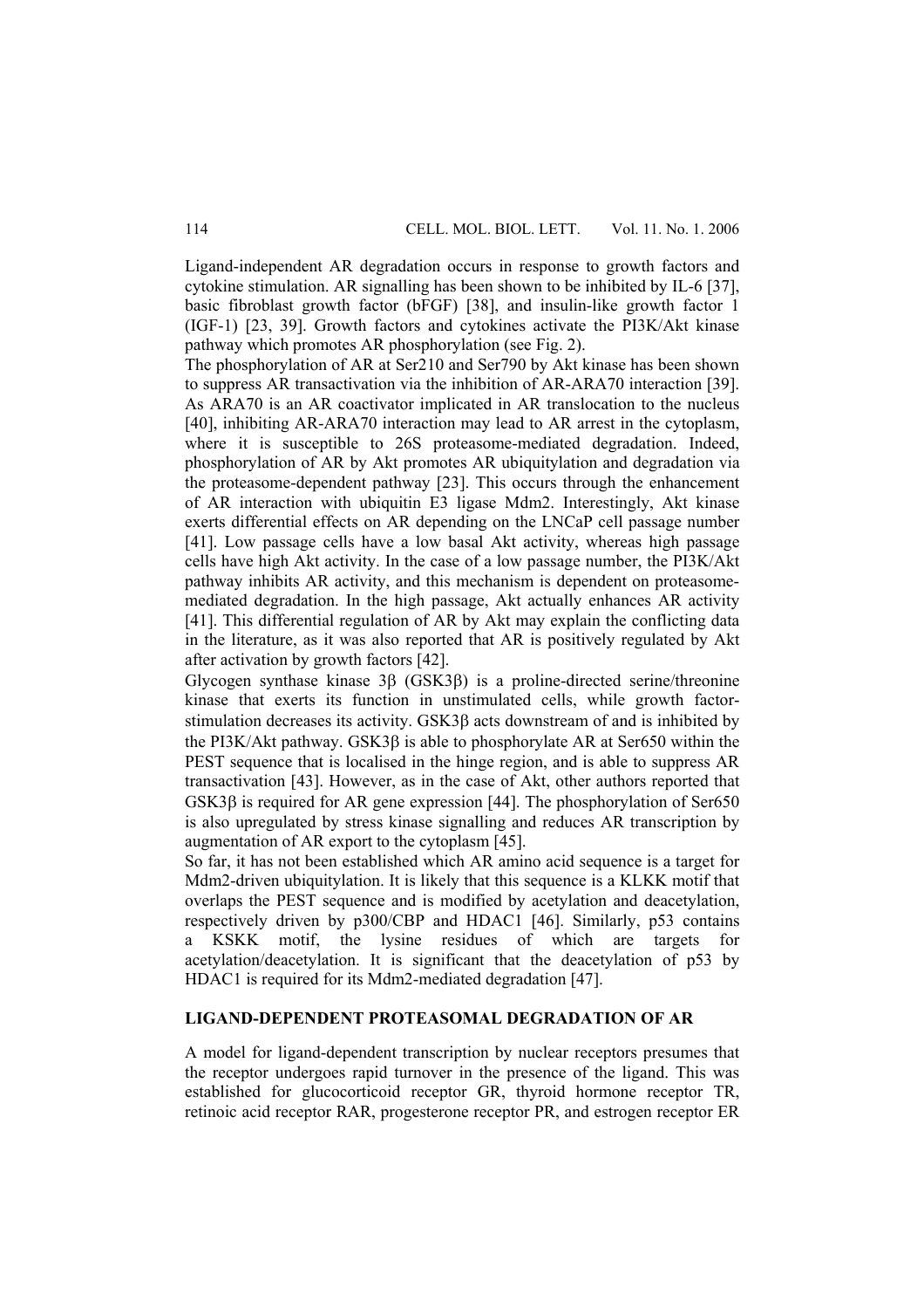Ligand-independent AR degradation occurs in response to growth factors and cytokine stimulation. AR signalling has been shown to be inhibited by IL-6 [37], basic fibroblast growth factor (bFGF) [38], and insulin-like growth factor 1 (IGF-1) [23, 39]. Growth factors and cytokines activate the PI3K/Akt kinase pathway which promotes AR phosphorylation (see Fig. 2).

The phosphorylation of AR at Ser210 and Ser790 by Akt kinase has been shown to suppress AR transactivation via the inhibition of AR-ARA70 interaction [39]. As ARA70 is an AR coactivator implicated in AR translocation to the nucleus [40], inhibiting AR-ARA70 interaction may lead to AR arrest in the cytoplasm, where it is susceptible to 26S proteasome-mediated degradation. Indeed, phosphorylation of AR by Akt promotes AR ubiquitylation and degradation via the proteasome-dependent pathway [23]. This occurs through the enhancement of AR interaction with ubiquitin E3 ligase Mdm2. Interestingly, Akt kinase exerts differential effects on AR depending on the LNCaP cell passage number [41]. Low passage cells have a low basal Akt activity, whereas high passage cells have high Akt activity. In the case of a low passage number, the PI3K/Akt pathway inhibits AR activity, and this mechanism is dependent on proteasome-mediated degradation. In the high passage, Akt actually enhances AR activity [41]. This differential regulation of AR by Akt may explain the conflicting data in the literature, as it was also reported that AR is positively regulated by Akt after activation by growth factors [42].

Glycogen synthase kinase 3β (GSK3β) is a proline-directed serine/threonine kinase that exerts its function in unstimulated cells, while growth factor-stimulation decreases its activity. GSK3β acts downstream of and is inhibited by the PI3K/Akt pathway. GSK3β is able to phosphorylate AR at Ser650 within the PEST sequence that is localised in the hinge region, and is able to suppress AR transactivation [43]. However, as in the case of Akt, other authors reported that GSK3β is required for AR gene expression [44]. The phosphorylation of Ser650 is also upregulated by stress kinase signalling and reduces AR transcription by augmentation of AR export to the cytoplasm [45].

So far, it has not been established which AR amino acid sequence is a target for Mdm2-driven ubiquitylation. It is likely that this sequence is a KLKK motif that overlaps the PEST sequence and is modified by acetylation and deacetylation, respectively driven by p300/CBP and HDAC1 [46]. Similarly, p53 contains a KSKK motif, the lysine residues of which are targets for acetylation/deacetylation. It is significant that the deacetylation of p53 by HDAC1 is required for its Mdm2-mediated degradation [47].

## LIGAND-DEPENDENT PROTEASOMAL DEGRADATION OF AR

A model for ligand-dependent transcription by nuclear receptors presumes that the receptor undergoes rapid turnover in the presence of the ligand. This was established for glucocorticoid receptor GR, thyroid hormone receptor TR, retinoic acid receptor RAR, progesterone receptor PR, and estrogen receptor ER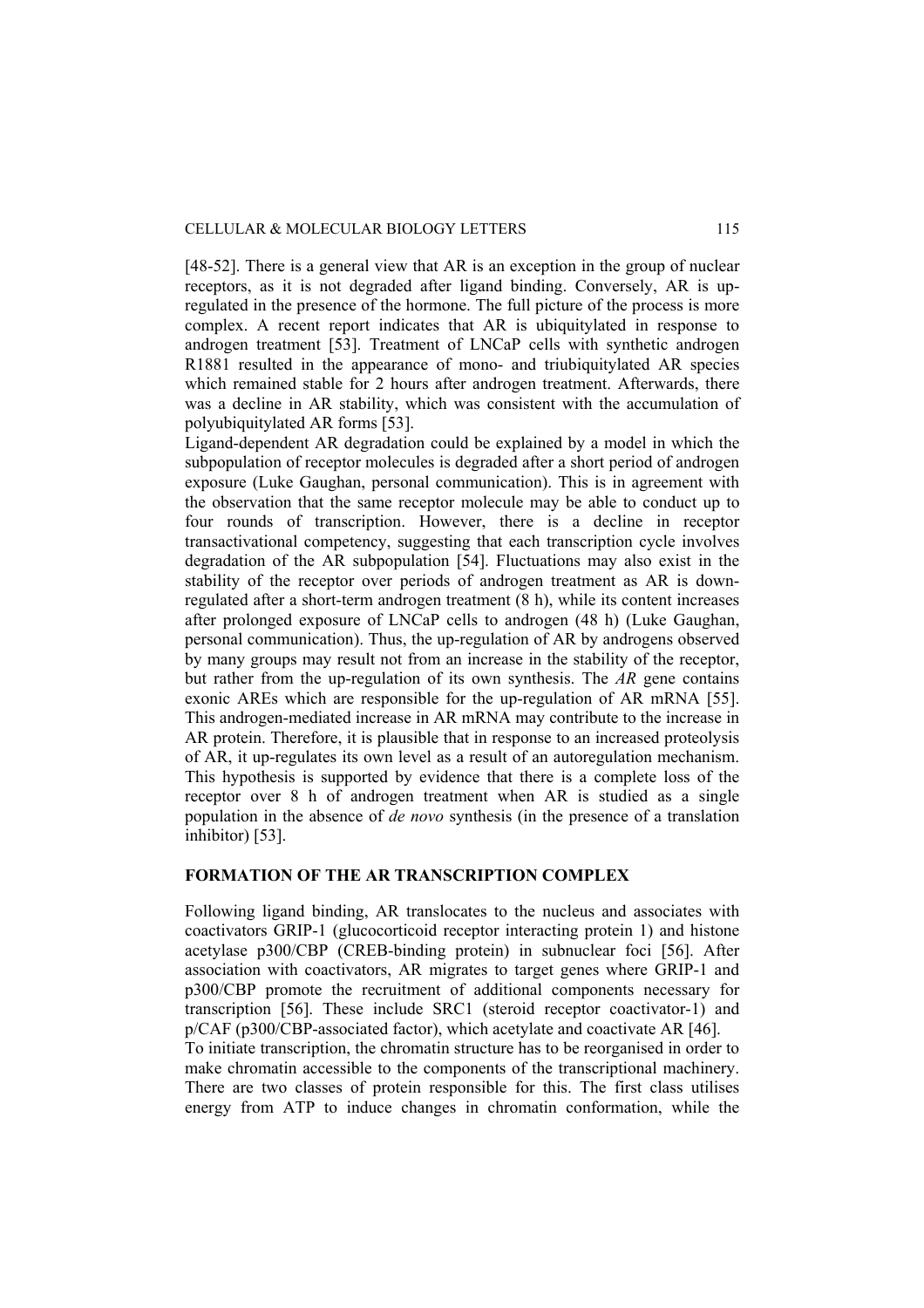[48-52]. There is a general view that AR is an exception in the group of nuclear receptors, as it is not degraded after ligand binding. Conversely, AR is up-regulated in the presence of the hormone. The full picture of the process is more complex. A recent report indicates that AR is ubiquitylated in response to androgen treatment [53]. Treatment of LNCaP cells with synthetic androgen R1881 resulted in the appearance of mono- and triubiquitylated AR species which remained stable for 2 hours after androgen treatment. Afterwards, there was a decline in AR stability, which was consistent with the accumulation of polyubiquitylated AR forms [53].

Ligand-dependent AR degradation could be explained by a model in which the subpopulation of receptor molecules is degraded after a short period of androgen exposure (Luke Gaughan, personal communication). This is in agreement with the observation that the same receptor molecule may be able to conduct up to four rounds of transcription. However, there is a decline in receptor transactivational competency, suggesting that each transcription cycle involves degradation of the AR subpopulation [54]. Fluctuations may also exist in the stability of the receptor over periods of androgen treatment as AR is down-regulated after a short-term androgen treatment (8 h), while its content increases after prolonged exposure of LNCaP cells to androgen (48 h) (Luke Gaughan, personal communication). Thus, the up-regulation of AR by androgens observed by many groups may result not from an increase in the stability of the receptor, but rather from the up-regulation of its own synthesis. The *AR* gene contains exonic AREs which are responsible for the up-regulation of AR mRNA [55]. This androgen-mediated increase in AR mRNA may contribute to the increase in AR protein. Therefore, it is plausible that in response to an increased proteolysis of AR, it up-regulates its own level as a result of an autoregulation mechanism. This hypothesis is supported by evidence that there is a complete loss of the receptor over 8 h of androgen treatment when AR is studied as a single population in the absence of *de novo* synthesis (in the presence of a translation inhibitor) [53].

## FORMATION OF THE AR TRANSCRIPTION COMPLEX

Following ligand binding, AR translocates to the nucleus and associates with coactivators GRIP-1 (glucocorticoid receptor interacting protein 1) and histone acetylase p300/CBP (CREB-binding protein) in subnuclear foci [56]. After association with coactivators, AR migrates to target genes where GRIP-1 and p300/CBP promote the recruitment of additional components necessary for transcription [56]. These include SRC1 (steroid receptor coactivator-1) and p/CAF (p300/CBP-associated factor), which acetylate and coactivate AR [46].

To initiate transcription, the chromatin structure has to be reorganised in order to make chromatin accessible to the components of the transcriptional machinery. There are two classes of protein responsible for this. The first class utilises energy from ATP to induce changes in chromatin conformation, while the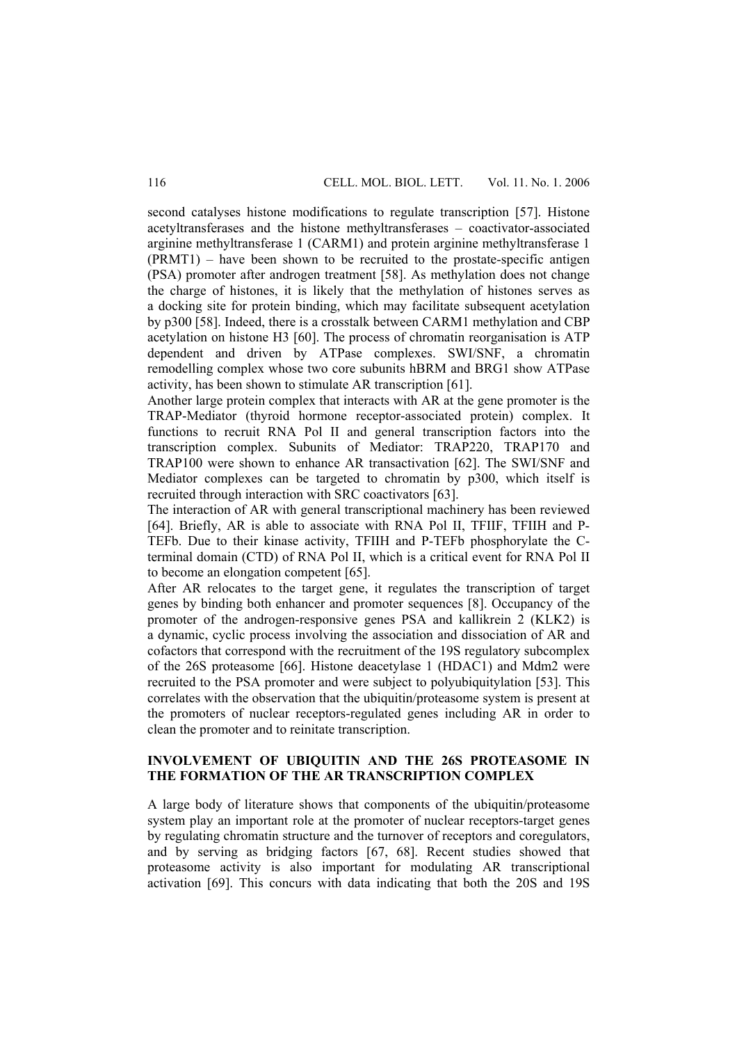second catalyses histone modifications to regulate transcription [57]. Histone acetyltransferases and the histone methyltransferases – coactivator-associated arginine methyltransferase 1 (CARM1) and protein arginine methyltransferase 1 (PRMT1) – have been shown to be recruited to the prostate-specific antigen (PSA) promoter after androgen treatment [58]. As methylation does not change the charge of histones, it is likely that the methylation of histones serves as a docking site for protein binding, which may facilitate subsequent acetylation by p300 [58]. Indeed, there is a crosstalk between CARM1 methylation and CBP acetylation on histone H3 [60]. The process of chromatin reorganisation is ATP dependent and driven by ATPase complexes. SWI/SNF, a chromatin remodelling complex whose two core subunits hBRM and BRG1 show ATPase activity, has been shown to stimulate AR transcription [61].

Another large protein complex that interacts with AR at the gene promoter is the TRAP-Mediator (thyroid hormone receptor-associated protein) complex. It functions to recruit RNA Pol II and general transcription factors into the transcription complex. Subunits of Mediator: TRAP220, TRAP170 and TRAP100 were shown to enhance AR transactivation [62]. The SWI/SNF and Mediator complexes can be targeted to chromatin by p300, which itself is recruited through interaction with SRC coactivators [63].

The interaction of AR with general transcriptional machinery has been reviewed [64]. Briefly, AR is able to associate with RNA Pol II, TFIIF, TFIIH and P-TEFb. Due to their kinase activity, TFIIH and P-TEFb phosphorylate the C-terminal domain (CTD) of RNA Pol II, which is a critical event for RNA Pol II to become an elongation competent [65].

After AR relocates to the target gene, it regulates the transcription of target genes by binding both enhancer and promoter sequences [8]. Occupancy of the promoter of the androgen-responsive genes PSA and kallikrein 2 (KLK2) is a dynamic, cyclic process involving the association and dissociation of AR and cofactors that correspond with the recruitment of the 19S regulatory subcomplex of the 26S proteasome [66]. Histone deacetylase 1 (HDAC1) and Mdm2 were recruited to the PSA promoter and were subject to polyubiquitylation [53]. This correlates with the observation that the ubiquitin/proteasome system is present at the promoters of nuclear receptors-regulated genes including AR in order to clean the promoter and to reinitate transcription.

## INVOLVEMENT OF UBIQUITIN AND THE 26S PROTEASOME IN THE FORMATION OF THE AR TRANSCRIPTION COMPLEX

A large body of literature shows that components of the ubiquitin/proteasome system play an important role at the promoter of nuclear receptors-target genes by regulating chromatin structure and the turnover of receptors and coregulators, and by serving as bridging factors [67, 68]. Recent studies showed that proteasome activity is also important for modulating AR transcriptional activation [69]. This concurs with data indicating that both the 20S and 19S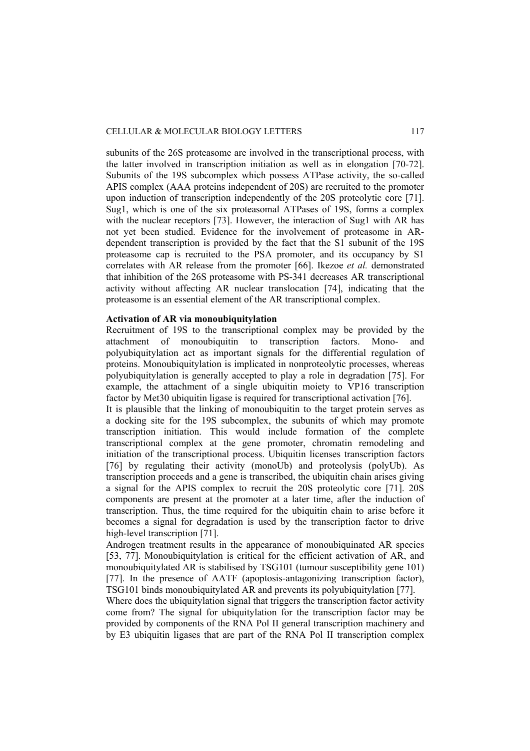subunits of the 26S proteasome are involved in the transcriptional process, with the latter involved in transcription initiation as well as in elongation [70-72]. Subunits of the 19S subcomplex which possess ATPase activity, the so-called APIS complex (AAA proteins independent of 20S) are recruited to the promoter upon induction of transcription independently of the 20S proteolytic core [71]. Sug1, which is one of the six proteasomal ATPases of 19S, forms a complex with the nuclear receptors [73]. However, the interaction of Sug1 with AR has not yet been studied. Evidence for the involvement of proteasome in AR-dependent transcription is provided by the fact that the S1 subunit of the 19S proteasome cap is recruited to the PSA promoter, and its occupancy by S1 correlates with AR release from the promoter [66]. Ikezoe *et al.* demonstrated that inhibition of the 26S proteasome with PS-341 decreases AR transcriptional activity without affecting AR nuclear translocation [74], indicating that the proteasome is an essential element of the AR transcriptional complex.

**Activation of AR via monoubiquitylation**

Recruitment of 19S to the transcriptional complex may be provided by the attachment of monoubiquitin to transcription factors. Mono- and polyubiquitylation act as important signals for the differential regulation of proteins. Monoubiquitylation is implicated in nonproteolytic processes, whereas polyubiquitylation is generally accepted to play a role in degradation [75]. For example, the attachment of a single ubiquitin moiety to VP16 transcription factor by Met30 ubiquitin ligase is required for transcriptional activation [76].

It is plausible that the linking of monoubiquitin to the target protein serves as a docking site for the 19S subcomplex, the subunits of which may promote transcription initiation. This would include formation of the complete transcriptional complex at the gene promoter, chromatin remodeling and initiation of the transcriptional process. Ubiquitin licenses transcription factors [76] by regulating their activity (monoUb) and proteolysis (polyUb). As transcription proceeds and a gene is transcribed, the ubiquitin chain arises giving a signal for the APIS complex to recruit the 20S proteolytic core [71]. 20S components are present at the promoter at a later time, after the induction of transcription. Thus, the time required for the ubiquitin chain to arise before it becomes a signal for degradation is used by the transcription factor to drive high-level transcription [71].

Androgen treatment results in the appearance of monoubiquinated AR species [53, 77]. Monoubiquitylation is critical for the efficient activation of AR, and monoubiquitylated AR is stabilised by TSG101 (tumour susceptibility gene 101) [77]. In the presence of AATF (apoptosis-antagonizing transcription factor), TSG101 binds monoubiquitylated AR and prevents its polyubiquitylation [77].

Where does the ubiquitylation signal that triggers the transcription factor activity come from? The signal for ubiquitylation for the transcription factor may be provided by components of the RNA Pol II general transcription machinery and by E3 ubiquitin ligases that are part of the RNA Pol II transcription complex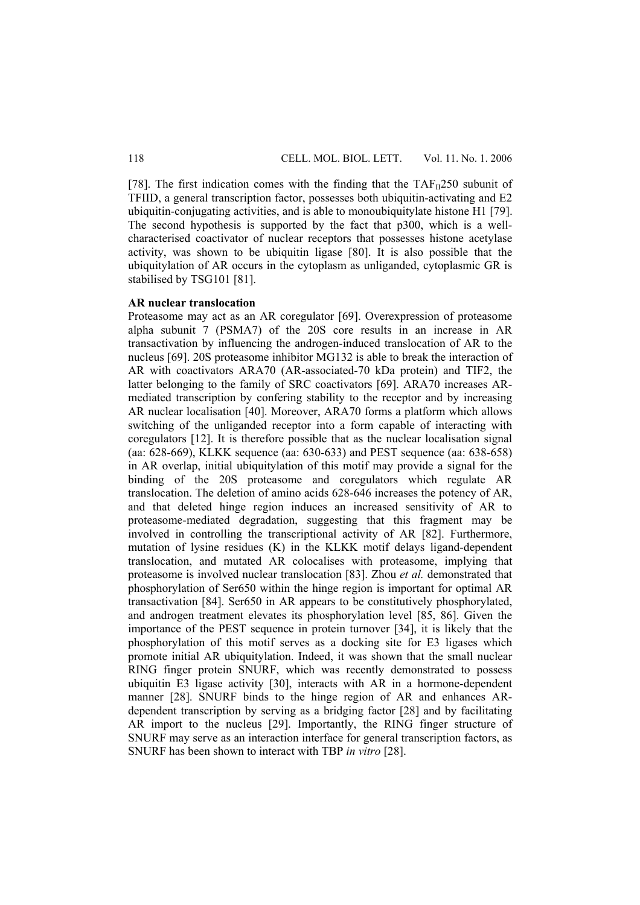[78]. The first indication comes with the finding that the $TAF_{II}250$ subunit of TFIID, a general transcription factor, possesses both ubiquitin-activating and E2 ubiquitin-conjugating activities, and is able to monoubiquitylate histone H1 [79]. The second hypothesis is supported by the fact that p300, which is a well-characterised coactivator of nuclear receptors that possesses histone acetylase activity, was shown to be ubiquitin ligase [80]. It is also possible that the ubiquitylation of AR occurs in the cytoplasm as unliganded, cytoplasmic GR is stabilised by TSG101 [81].

**AR nuclear translocation**

Proteasome may act as an AR coregulator [69]. Overexpression of proteasome alpha subunit 7 (PSMA7) of the 20S core results in an increase in AR transactivation by influencing the androgen-induced translocation of AR to the nucleus [69]. 20S proteasome inhibitor MG132 is able to break the interaction of AR with coactivators ARA70 (AR-associated-70 kDa protein) and TIF2, the latter belonging to the family of SRC coactivators [69]. ARA70 increases AR-mediated transcription by confering stability to the receptor and by increasing AR nuclear localisation [40]. Moreover, ARA70 forms a platform which allows switching of the unliganded receptor into a form capable of interacting with coregulators [12]. It is therefore possible that as the nuclear localisation signal (aa: 628-669), KLKK sequence (aa: 630-633) and PEST sequence (aa: 638-658) in AR overlap, initial ubiquitylation of this motif may provide a signal for the binding of the 20S proteasome and coregulators which regulate AR translocation. The deletion of amino acids 628-646 increases the potency of AR, and that deleted hinge region induces an increased sensitivity of AR to proteasome-mediated degradation, suggesting that this fragment may be involved in controlling the transcriptional activity of AR [82]. Furthermore, mutation of lysine residues (K) in the KLKK motif delays ligand-dependent translocation, and mutated AR colocalises with proteasome, implying that proteasome is involved nuclear translocation [83]. Zhou *et al.* demonstrated that phosphorylation of Ser650 within the hinge region is important for optimal AR transactivation [84]. Ser650 in AR appears to be constitutively phosphorylated, and androgen treatment elevates its phosphorylation level [85, 86]. Given the importance of the PEST sequence in protein turnover [34], it is likely that the phosphorylation of this motif serves as a docking site for E3 ligases which promote initial AR ubiquitylation. Indeed, it was shown that the small nuclear RING finger protein SNURF, which was recently demonstrated to possess ubiquitin E3 ligase activity [30], interacts with AR in a hormone-dependent manner [28]. SNURF binds to the hinge region of AR and enhances AR-dependent transcription by serving as a bridging factor [28] and by facilitating AR import to the nucleus [29]. Importantly, the RING finger structure of SNURF may serve as an interaction interface for general transcription factors, as SNURF has been shown to interact with TBP *in vitro* [28].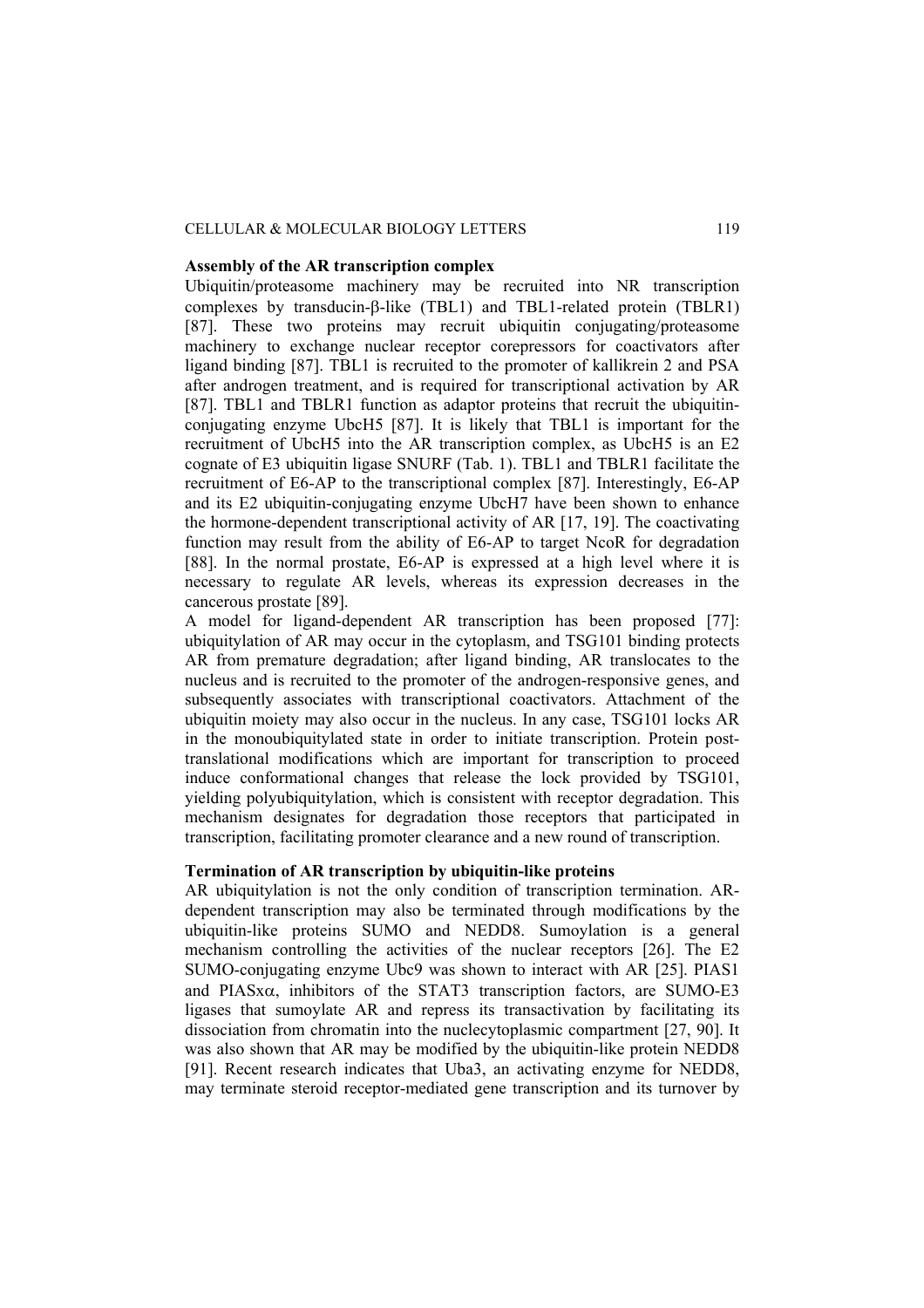**Assembly of the AR transcription complex**

Ubiquitin/proteasome machinery may be recruited into NR transcription complexes by transducin-β-like (TBL1) and TBL1-related protein (TBLR1) [87]. These two proteins may recruit ubiquitin conjugating/proteasome machinery to exchange nuclear receptor corepressors for coactivators after ligand binding [87]. TBL1 is recruited to the promoter of kallikrein 2 and PSA after androgen treatment, and is required for transcriptional activation by AR [87]. TBL1 and TBLR1 function as adaptor proteins that recruit the ubiquitin-conjugating enzyme UbcH5 [87]. It is likely that TBL1 is important for the recruitment of UbcH5 into the AR transcription complex, as UbcH5 is an E2 cognate of E3 ubiquitin ligase SNURF (Tab. 1). TBL1 and TBLR1 facilitate the recruitment of E6-AP to the transcriptional complex [87]. Interestingly, E6-AP and its E2 ubiquitin-conjugating enzyme UbcH7 have been shown to enhance the hormone-dependent transcriptional activity of AR [17, 19]. The coactivating function may result from the ability of E6-AP to target NcoR for degradation [88]. In the normal prostate, E6-AP is expressed at a high level where it is necessary to regulate AR levels, whereas its expression decreases in the cancerous prostate [89].

A model for ligand-dependent AR transcription has been proposed [77]: ubiquitylation of AR may occur in the cytoplasm, and TSG101 binding protects AR from premature degradation; after ligand binding, AR translocates to the nucleus and is recruited to the promoter of the androgen-responsive genes, and subsequently associates with transcriptional coactivators. Attachment of the ubiquitin moiety may also occur in the nucleus. In any case, TSG101 locks AR in the monoubiquitylated state in order to initiate transcription. Protein post-translational modifications which are important for transcription to proceed induce conformational changes that release the lock provided by TSG101, yielding polyubiquitylation, which is consistent with receptor degradation. This mechanism designates for degradation those receptors that participated in transcription, facilitating promoter clearance and a new round of transcription.

**Termination of AR transcription by ubiquitin-like proteins**

AR ubiquitylation is not the only condition of transcription termination. AR-dependent transcription may also be terminated through modifications by the ubiquitin-like proteins SUMO and NEDD8. Sumoylation is a general mechanism controlling the activities of the nuclear receptors [26]. The E2 SUMO-conjugating enzyme Ubc9 was shown to interact with AR [25]. PIAS1 and PIASxα, inhibitors of the STAT3 transcription factors, are SUMO-E3 ligases that sumoylate AR and repress its transactivation by facilitating its dissociation from chromatin into the nuclecytoplasmic compartment [27, 90]. It was also shown that AR may be modified by the ubiquitin-like protein NEDD8 [91]. Recent research indicates that Uba3, an activating enzyme for NEDD8, may terminate steroid receptor-mediated gene transcription and its turnover by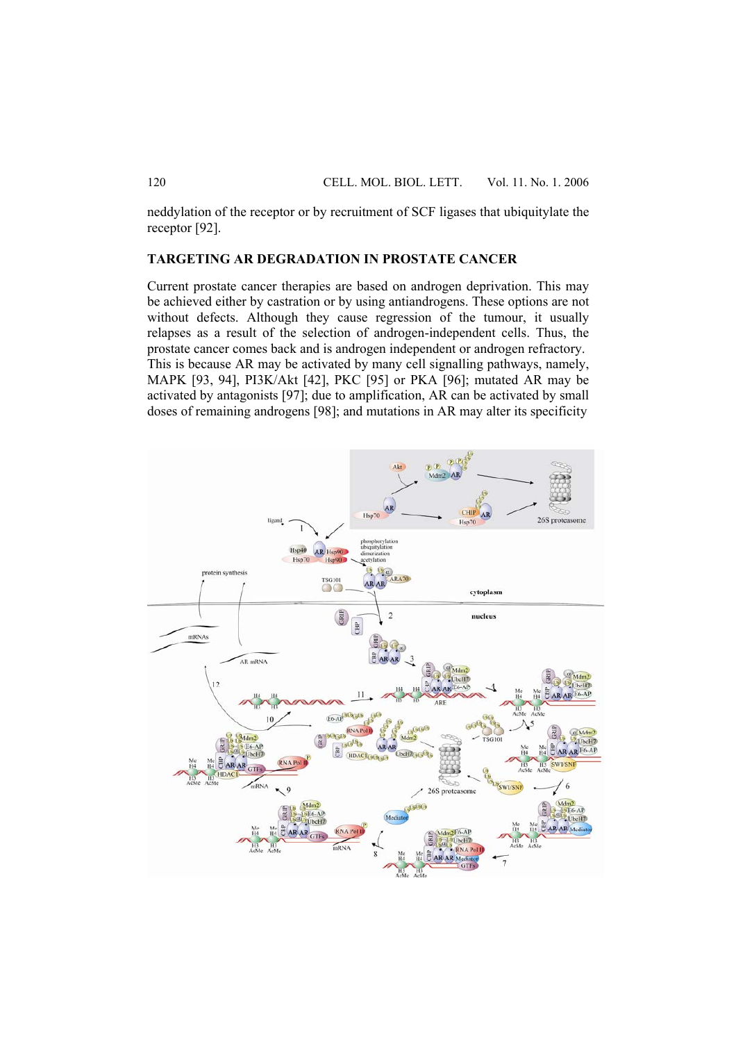neddylation of the receptor or by recruitment of SCF ligases that ubiquitylate the receptor [92].

## TARGETING AR DEGRADATION IN PROSTATE CANCER

Current prostate cancer therapies are based on androgen deprivation. This may be achieved either by castration or by using antiandrogens. These options are not without defects. Although they cause regression of the tumour, it usually relapses as a result of the selection of androgen-independent cells. Thus, the prostate cancer comes back and is androgen independent or androgen refractory. This is because AR may be activated by many cell signalling pathways, namely, MAPK [93, 94], PI3K/Akt [42], PKC [95] or PKA [96]; mutated AR may be activated by antagonists [97]; due to amplification, AR can be activated by small doses of remaining androgens [98]; and mutations in AR may alter its specificity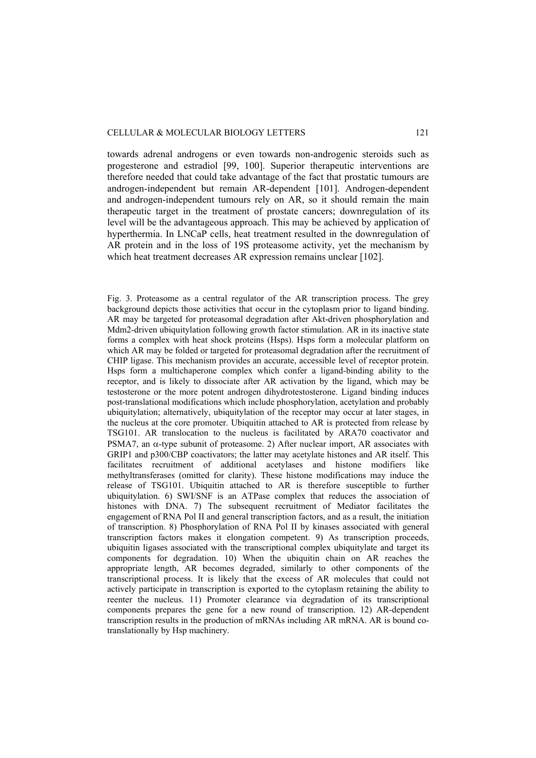towards adrenal androgens or even towards non-androgenic steroids such as progesterone and estradiol [99, 100]. Superior therapeutic interventions are therefore needed that could take advantage of the fact that prostatic tumours are androgen-independent but remain AR-dependent [101]. Androgen-dependent and androgen-independent tumours rely on AR, so it should remain the main therapeutic target in the treatment of prostate cancers; downregulation of its level will be the advantageous approach. This may be achieved by application of hyperthermia. In LNCaP cells, heat treatment resulted in the downregulation of AR protein and in the loss of 19S proteasome activity, yet the mechanism by which heat treatment decreases AR expression remains unclear [102].

Fig. 3. Proteasome as a central regulator of the AR transcription process. The grey background depicts those activities that occur in the cytoplasm prior to ligand binding. AR may be targeted for proteasomal degradation after Akt-driven phosphorylation and Mdm2-driven ubiquitylation following growth factor stimulation. AR in its inactive state forms a complex with heat shock proteins (Hsps). Hsps form a molecular platform on which AR may be folded or targeted for proteasomal degradation after the recruitment of CHIP ligase. This mechanism provides an accurate, accessible level of receptor protein. Hsps form a multichaperone complex which confer a ligand-binding ability to the receptor, and is likely to dissociate after AR activation by the ligand, which may be testosterone or the more potent androgen dihydrotestosterone. Ligand binding induces post-translational modifications which include phosphorylation, acetylation and probably ubiquitylation; alternatively, ubiquitylation of the receptor may occur at later stages, in the nucleus at the core promoter. Ubiquitin attached to AR is protected from release by TSG101. AR translocation to the nucleus is facilitated by ARA70 coactivator and PSMA7, an $\alpha$-type subunit of proteasome. 2) After nuclear import, AR associates with GRIP1 and p300/CBP coactivators; the latter may acetylate histones and AR itself. This facilitates recruitment of additional acetylases and histone modifiers like methyltransferases (omitted for clarity). These histone modifications may induce the release of TSG101. Ubiquitin attached to AR is therefore susceptible to further ubiquitylation. 6) SWI/SNF is an ATPase complex that reduces the association of histones with DNA. 7) The subsequent recruitment of Mediator facilitates the engagement of RNA Pol II and general transcription factors, and as a result, the initiation of transcription. 8) Phosphorylation of RNA Pol II by kinases associated with general transcription factors makes it elongation competent. 9) As transcription proceeds, ubiquitin ligases associated with the transcriptional complex ubiquitylate and target its components for degradation. 10) When the ubiquitin chain on AR reaches the appropriate length, AR becomes degraded, similarly to other components of the transcriptional process. It is likely that the excess of AR molecules that could not actively participate in transcription is exported to the cytoplasm retaining the ability to reenter the nucleus. 11) Promoter clearance via degradation of its transcriptional components prepares the gene for a new round of transcription. 12) AR-dependent transcription results in the production of mRNAs including AR mRNA. AR is bound co-translationally by Hsp machinery.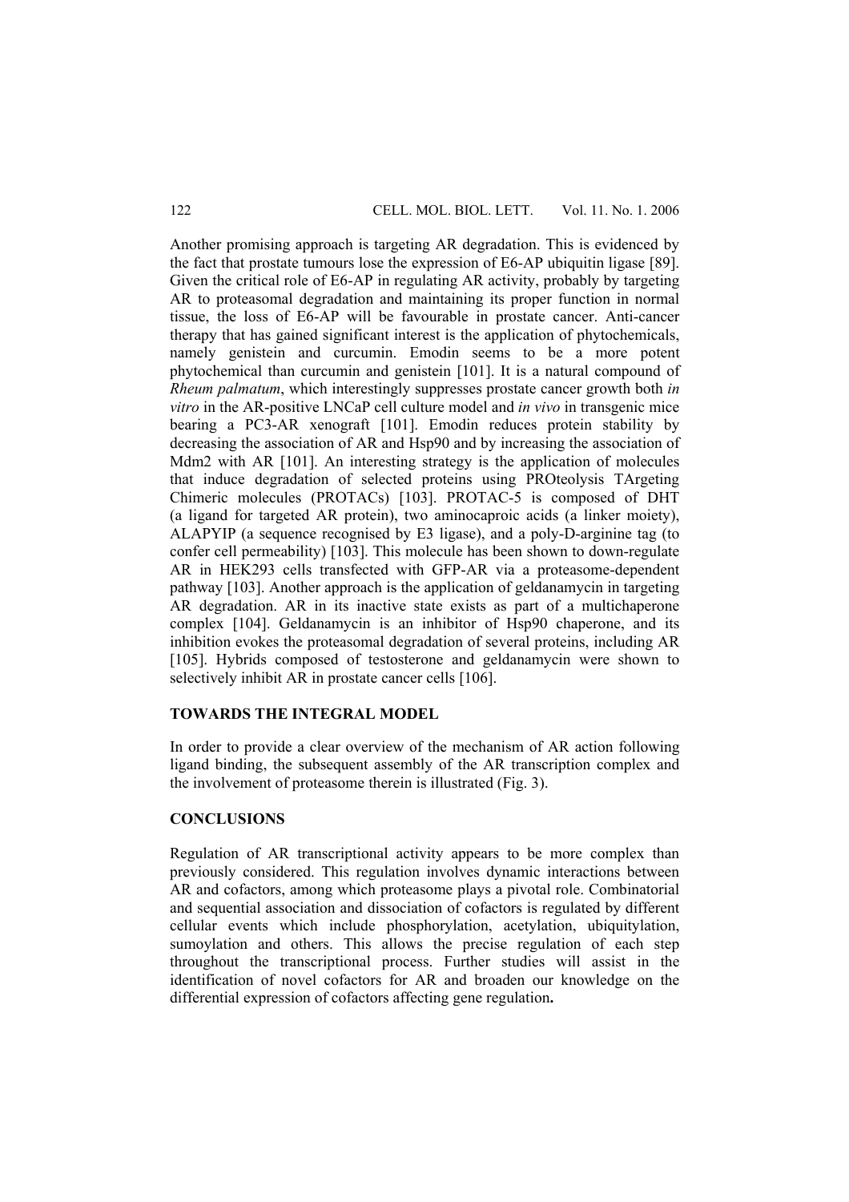Another promising approach is targeting AR degradation. This is evidenced by the fact that prostate tumours lose the expression of E6-AP ubiquitin ligase [89]. Given the critical role of E6-AP in regulating AR activity, probably by targeting AR to proteasomal degradation and maintaining its proper function in normal tissue, the loss of E6-AP will be favourable in prostate cancer. Anti-cancer therapy that has gained significant interest is the application of phytochemicals, namely genistein and curcumin. Emodin seems to be a more potent phytochemical than curcumin and genistein [101]. It is a natural compound of *Rheum palmatum*, which interestingly suppresses prostate cancer growth both *in vitro* in the AR-positive LNCaP cell culture model and *in vivo* in transgenic mice bearing a PC3-AR xenograft [101]. Emodin reduces protein stability by decreasing the association of AR and Hsp90 and by increasing the association of Mdm2 with AR [101]. An interesting strategy is the application of molecules that induce degradation of selected proteins using PROteolysis TArgeting Chimeric molecules (PROTACs) [103]. PROTAC-5 is composed of DHT (a ligand for targeted AR protein), two aminocaproic acids (a linker moiety), ALAPYIP (a sequence recognised by E3 ligase), and a poly-D-arginine tag (to confer cell permeability) [103]. This molecule has been shown to down-regulate AR in HEK293 cells transfected with GFP-AR via a proteasome-dependent pathway [103]. Another approach is the application of geldanamycin in targeting AR degradation. AR in its inactive state exists as part of a multichaperone complex [104]. Geldanamycin is an inhibitor of Hsp90 chaperone, and its inhibition evokes the proteasomal degradation of several proteins, including AR [105]. Hybrids composed of testosterone and geldanamycin were shown to selectively inhibit AR in prostate cancer cells [106].

## TOWARDS THE INTEGRAL MODEL

In order to provide a clear overview of the mechanism of AR action following ligand binding, the subsequent assembly of the AR transcription complex and the involvement of proteasome therein is illustrated (Fig. 3).

## CONCLUSIONS

Regulation of AR transcriptional activity appears to be more complex than previously considered. This regulation involves dynamic interactions between AR and cofactors, among which proteasome plays a pivotal role. Combinatorial and sequential association and dissociation of cofactors is regulated by different cellular events which include phosphorylation, acetylation, ubiquitylation, sumoylation and others. This allows the precise regulation of each step throughout the transcriptional process. Further studies will assist in the identification of novel cofactors for AR and broaden our knowledge on the differential expression of cofactors affecting gene regulation**.**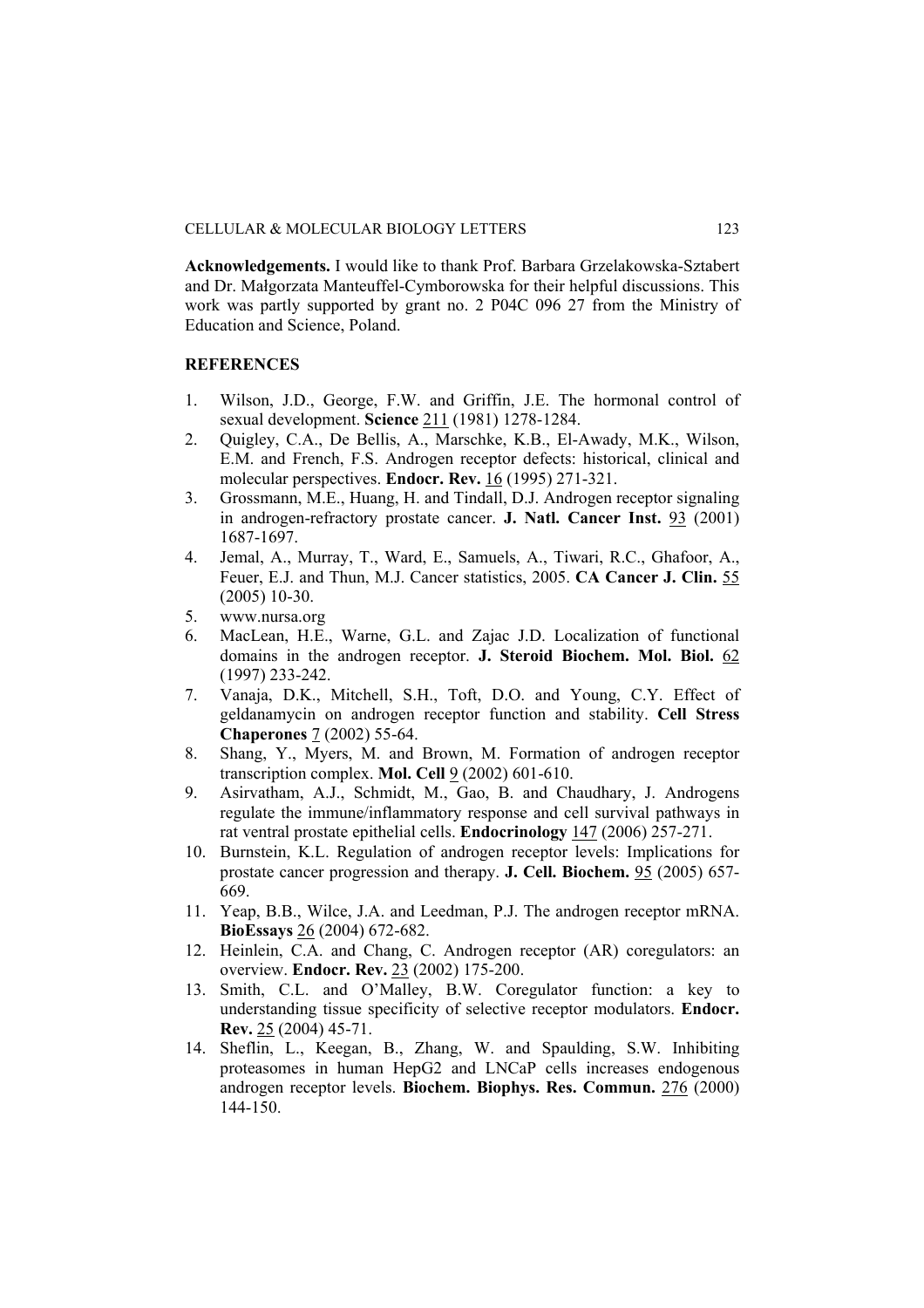**Acknowledgements.** I would like to thank Prof. Barbara Grzelakowska-Sztabert and Dr. Małgorzata Manteuffel-Cymborowska for their helpful discussions. This work was partly supported by grant no. 2 P04C 096 27 from the Ministry of Education and Science, Poland.

## REFERENCES

1. Wilson, J.D., George, F.W. and Griffin, J.E. The hormonal control of sexual development. **Science** 211 (1981) 1278-1284.
2. Quigley, C.A., De Bellis, A., Marschke, K.B., El-Awady, M.K., Wilson, E.M. and French, F.S. Androgen receptor defects: historical, clinical and molecular perspectives. **Endocr. Rev.** 16 (1995) 271-321.
3. Grossmann, M.E., Huang, H. and Tindall, D.J. Androgen receptor signaling in androgen-refractory prostate cancer. **J. Natl. Cancer Inst.** 93 (2001) 1687-1697.
4. Jemal, A., Murray, T., Ward, E., Samuels, A., Tiwari, R.C., Ghafoor, A., Feuer, E.J. and Thun, M.J. Cancer statistics, 2005. **CA Cancer J. Clin.** 55 (2005) 10-30.
5. www.nursa.org
6. MacLean, H.E., Warne, G.L. and Zajac J.D. Localization of functional domains in the androgen receptor. **J. Steroid Biochem. Mol. Biol.** 62 (1997) 233-242.
7. Vanaja, D.K., Mitchell, S.H., Toft, D.O. and Young, C.Y. Effect of geldanamycin on androgen receptor function and stability. **Cell Stress Chaperones** 7 (2002) 55-64.
8. Shang, Y., Myers, M. and Brown, M. Formation of androgen receptor transcription complex. **Mol. Cell** 9 (2002) 601-610.
9. Asirvatham, A.J., Schmidt, M., Gao, B. and Chaudhary, J. Androgens regulate the immune/inflammatory response and cell survival pathways in rat ventral prostate epithelial cells. **Endocrinology** 147 (2006) 257-271.
10. Burnstein, K.L. Regulation of androgen receptor levels: Implications for prostate cancer progression and therapy. **J. Cell. Biochem.** 95 (2005) 657-669.
11. Yeap, B.B., Wilce, J.A. and Leedman, P.J. The androgen receptor mRNA. **BioEssays** 26 (2004) 672-682.
12. Heinlein, C.A. and Chang, C. Androgen receptor (AR) coregulators: an overview. **Endocr. Rev.** 23 (2002) 175-200.
13. Smith, C.L. and O'Malley, B.W. Coregulator function: a key to understanding tissue specificity of selective receptor modulators. **Endocr. Rev.** 25 (2004) 45-71.
14. Sheflin, L., Keegan, B., Zhang, W. and Spaulding, S.W. Inhibiting proteasomes in human HepG2 and LNCaP cells increases endogenous androgen receptor levels. **Biochem. Biophys. Res. Commun.** 276 (2000) 144-150.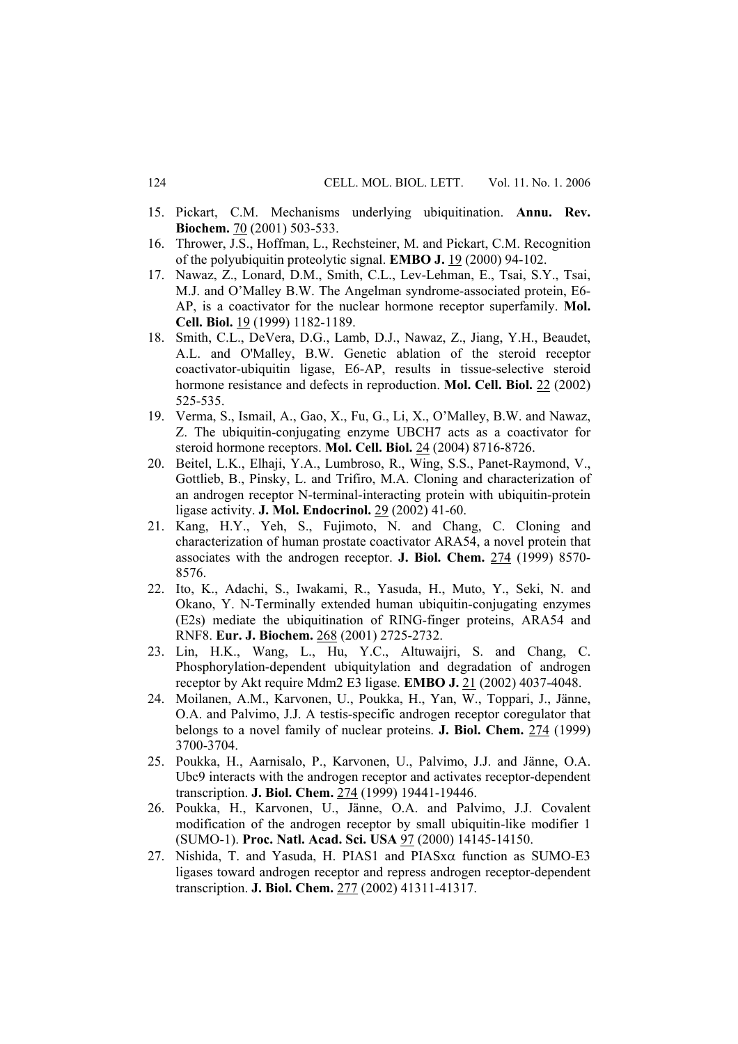15. Pickart, C.M. Mechanisms underlying ubiquitination. **Annu. Rev. Biochem.** 70 (2001) 503-533.
16. Thrower, J.S., Hoffman, L., Rechsteiner, M. and Pickart, C.M. Recognition of the polyubiquitin proteolytic signal. **EMBO J.** 19 (2000) 94-102.
17. Nawaz, Z., Lonard, D.M., Smith, C.L., Lev-Lehman, E., Tsai, S.Y., Tsai, M.J. and O'Malley B.W. The Angelman syndrome-associated protein, E6-AP, is a coactivator for the nuclear hormone receptor superfamily. **Mol. Cell. Biol.** 19 (1999) 1182-1189.
18. Smith, C.L., DeVera, D.G., Lamb, D.J., Nawaz, Z., Jiang, Y.H., Beaudet, A.L. and O'Malley, B.W. Genetic ablation of the steroid receptor coactivator-ubiquitin ligase, E6-AP, results in tissue-selective steroid hormone resistance and defects in reproduction. **Mol. Cell. Biol.** 22 (2002) 525-535.
19. Verma, S., Ismail, A., Gao, X., Fu, G., Li, X., O'Malley, B.W. and Nawaz, Z. The ubiquitin-conjugating enzyme UBCH7 acts as a coactivator for steroid hormone receptors. **Mol. Cell. Biol.** 24 (2004) 8716-8726.
20. Beitel, L.K., Elhaji, Y.A., Lumbroso, R., Wing, S.S., Panet-Raymond, V., Gottlieb, B., Pinsky, L. and Trifiro, M.A. Cloning and characterization of an androgen receptor N-terminal-interacting protein with ubiquitin-protein ligase activity. **J. Mol. Endocrinol.** 29 (2002) 41-60.
21. Kang, H.Y., Yeh, S., Fujimoto, N. and Chang, C. Cloning and characterization of human prostate coactivator ARA54, a novel protein that associates with the androgen receptor. **J. Biol. Chem.** 274 (1999) 8570-8576.
22. Ito, K., Adachi, S., Iwakami, R., Yasuda, H., Muto, Y., Seki, N. and Okano, Y. N-Terminally extended human ubiquitin-conjugating enzymes (E2s) mediate the ubiquitination of RING-finger proteins, ARA54 and RNF8. **Eur. J. Biochem.** 268 (2001) 2725-2732.
23. Lin, H.K., Wang, L., Hu, Y.C., Altuwaijri, S. and Chang, C. Phosphorylation-dependent ubiquitylation and degradation of androgen receptor by Akt require Mdm2 E3 ligase. **EMBO J.** 21 (2002) 4037-4048.
24. Moilanen, A.M., Karvonen, U., Poukka, H., Yan, W., Toppari, J., Jänne, O.A. and Palvimo, J.J. A testis-specific androgen receptor coregulator that belongs to a novel family of nuclear proteins. **J. Biol. Chem.** 274 (1999) 3700-3704.
25. Poukka, H., Aarnisalo, P., Karvonen, U., Palvimo, J.J. and Jänne, O.A. Ubc9 interacts with the androgen receptor and activates receptor-dependent transcription. **J. Biol. Chem.** 274 (1999) 19441-19446.
26. Poukka, H., Karvonen, U., Jänne, O.A. and Palvimo, J.J. Covalent modification of the androgen receptor by small ubiquitin-like modifier 1 (SUMO-1). **Proc. Natl. Acad. Sci. USA** 97 (2000) 14145-14150.
27. Nishida, T. and Yasuda, H. PIAS1 and PIASxα function as SUMO-E3 ligases toward androgen receptor and repress androgen receptor-dependent transcription. **J. Biol. Chem.** 277 (2002) 41311-41317.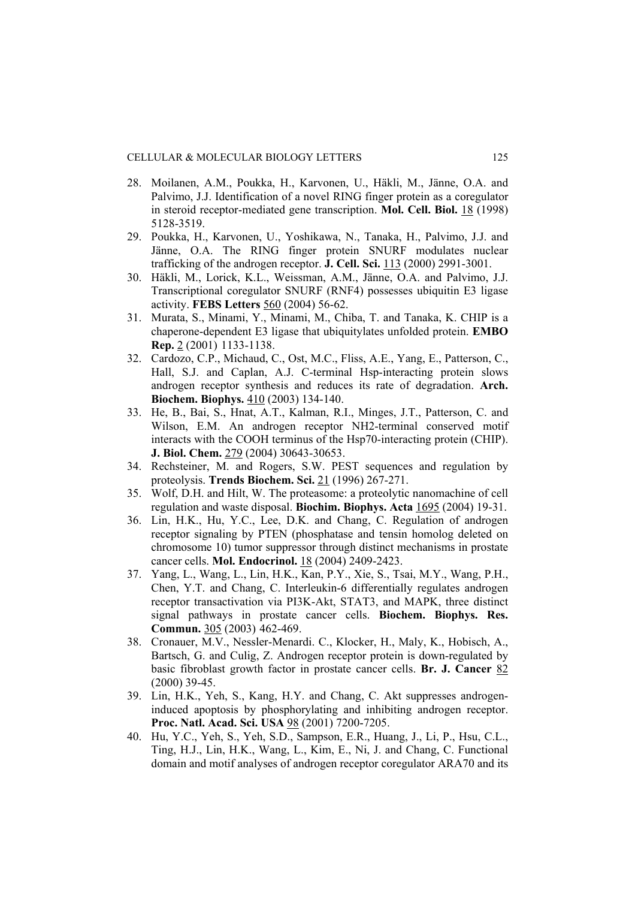28. Moilanen, A.M., Poukka, H., Karvonen, U., Häkli, M., Jänne, O.A. and Palvimo, J.J. Identification of a novel RING finger protein as a coregulator in steroid receptor-mediated gene transcription. **Mol. Cell. Biol.** 18 (1998) 5128-3519.
29. Poukka, H., Karvonen, U., Yoshikawa, N., Tanaka, H., Palvimo, J.J. and Jänne, O.A. The RING finger protein SNURF modulates nuclear trafficking of the androgen receptor. **J. Cell. Sci.** 113 (2000) 2991-3001.
30. Häkli, M., Lorick, K.L., Weissman, A.M., Jänne, O.A. and Palvimo, J.J. Transcriptional coregulator SNURF (RNF4) possesses ubiquitin E3 ligase activity. **FEBS Letters** 560 (2004) 56-62.
31. Murata, S., Minami, Y., Minami, M., Chiba, T. and Tanaka, K. CHIP is a chaperone-dependent E3 ligase that ubiquitylates unfolded protein. **EMBO Rep.** 2 (2001) 1133-1138.
32. Cardozo, C.P., Michaud, C., Ost, M.C., Fliss, A.E., Yang, E., Patterson, C., Hall, S.J. and Caplan, A.J. C-terminal Hsp-interacting protein slows androgen receptor synthesis and reduces its rate of degradation. **Arch. Biochem. Biophys.** 410 (2003) 134-140.
33. He, B., Bai, S., Hnat, A.T., Kalman, R.I., Minges, J.T., Patterson, C. and Wilson, E.M. An androgen receptor NH2-terminal conserved motif interacts with the COOH terminus of the Hsp70-interacting protein (CHIP). **J. Biol. Chem.** 279 (2004) 30643-30653.
34. Rechsteiner, M. and Rogers, S.W. PEST sequences and regulation by proteolysis. **Trends Biochem. Sci.** 21 (1996) 267-271.
35. Wolf, D.H. and Hilt, W. The proteasome: a proteolytic nanomachine of cell regulation and waste disposal. **Biochim. Biophys. Acta** 1695 (2004) 19-31.
36. Lin, H.K., Hu, Y.C., Lee, D.K. and Chang, C. Regulation of androgen receptor signaling by PTEN (phosphatase and tensin homolog deleted on chromosome 10) tumor suppressor through distinct mechanisms in prostate cancer cells. **Mol. Endocrinol.** 18 (2004) 2409-2423.
37. Yang, L., Wang, L., Lin, H.K., Kan, P.Y., Xie, S., Tsai, M.Y., Wang, P.H., Chen, Y.T. and Chang, C. Interleukin-6 differentially regulates androgen receptor transactivation via PI3K-Akt, STAT3, and MAPK, three distinct signal pathways in prostate cancer cells. **Biochem. Biophys. Res. Commun.** 305 (2003) 462-469.
38. Cronauer, M.V., Nessler-Menardi. C., Klocker, H., Maly, K., Hobisch, A., Bartsch, G. and Culig, Z. Androgen receptor protein is down-regulated by basic fibroblast growth factor in prostate cancer cells. **Br. J. Cancer** 82 (2000) 39-45.
39. Lin, H.K., Yeh, S., Kang, H.Y. and Chang, C. Akt suppresses androgen-induced apoptosis by phosphorylating and inhibiting androgen receptor. **Proc. Natl. Acad. Sci. USA** 98 (2001) 7200-7205.
40. Hu, Y.C., Yeh, S., Yeh, S.D., Sampson, E.R., Huang, J., Li, P., Hsu, C.L., Ting, H.J., Lin, H.K., Wang, L., Kim, E., Ni, J. and Chang, C. Functional domain and motif analyses of androgen receptor coregulator ARA70 and its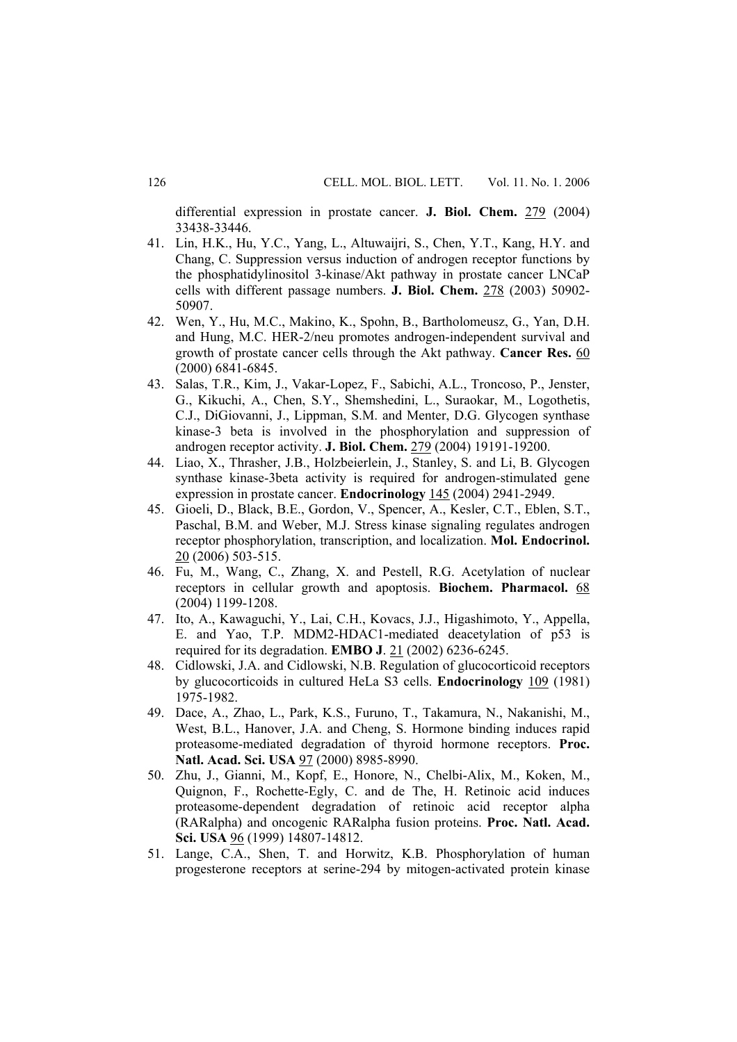differential expression in prostate cancer. **J. Biol. Chem.** 279 (2004) 33438-33446.

41. Lin, H.K., Hu, Y.C., Yang, L., Altuwaijri, S., Chen, Y.T., Kang, H.Y. and Chang, C. Suppression versus induction of androgen receptor functions by the phosphatidylinositol 3-kinase/Akt pathway in prostate cancer LNCaP cells with different passage numbers. **J. Biol. Chem.** 278 (2003) 50902-50907.
42. Wen, Y., Hu, M.C., Makino, K., Spohn, B., Bartholomeusz, G., Yan, D.H. and Hung, M.C. HER-2/neu promotes androgen-independent survival and growth of prostate cancer cells through the Akt pathway. **Cancer Res.** 60 (2000) 6841-6845.
43. Salas, T.R., Kim, J., Vakar-Lopez, F., Sabichi, A.L., Troncoso, P., Jenster, G., Kikuchi, A., Chen, S.Y., Shemshedini, L., Suraokar, M., Logothetis, C.J., DiGiovanni, J., Lippman, S.M. and Menter, D.G. Glycogen synthase kinase-3 beta is involved in the phosphorylation and suppression of androgen receptor activity. **J. Biol. Chem.** 279 (2004) 19191-19200.
44. Liao, X., Thrasher, J.B., Holzbeierlein, J., Stanley, S. and Li, B. Glycogen synthase kinase-3beta activity is required for androgen-stimulated gene expression in prostate cancer. **Endocrinology** 145 (2004) 2941-2949.
45. Gioeli, D., Black, B.E., Gordon, V., Spencer, A., Kesler, C.T., Eblen, S.T., Paschal, B.M. and Weber, M.J. Stress kinase signaling regulates androgen receptor phosphorylation, transcription, and localization. **Mol. Endocrinol.** 20 (2006) 503-515.
46. Fu, M., Wang, C., Zhang, X. and Pestell, R.G. Acetylation of nuclear receptors in cellular growth and apoptosis. **Biochem. Pharmacol.** 68 (2004) 1199-1208.
47. Ito, A., Kawaguchi, Y., Lai, C.H., Kovacs, J.J., Higashimoto, Y., Appella, E. and Yao, T.P. MDM2-HDAC1-mediated deacetylation of p53 is required for its degradation. **EMBO J**. 21 (2002) 6236-6245.
48. Cidlowski, J.A. and Cidlowski, N.B. Regulation of glucocorticoid receptors by glucocorticoids in cultured HeLa S3 cells. **Endocrinology** 109 (1981) 1975-1982.
49. Dace, A., Zhao, L., Park, K.S., Furuno, T., Takamura, N., Nakanishi, M., West, B.L., Hanover, J.A. and Cheng, S. Hormone binding induces rapid proteasome-mediated degradation of thyroid hormone receptors. **Proc. Natl. Acad. Sci. USA** 97 (2000) 8985-8990.
50. Zhu, J., Gianni, M., Kopf, E., Honore, N., Chelbi-Alix, M., Koken, M., Quignon, F., Rochette-Egly, C. and de The, H. Retinoic acid induces proteasome-dependent degradation of retinoic acid receptor alpha (RARalpha) and oncogenic RARalpha fusion proteins. **Proc. Natl. Acad. Sci. USA** 96 (1999) 14807-14812.
51. Lange, C.A., Shen, T. and Horwitz, K.B. Phosphorylation of human progesterone receptors at serine-294 by mitogen-activated protein kinase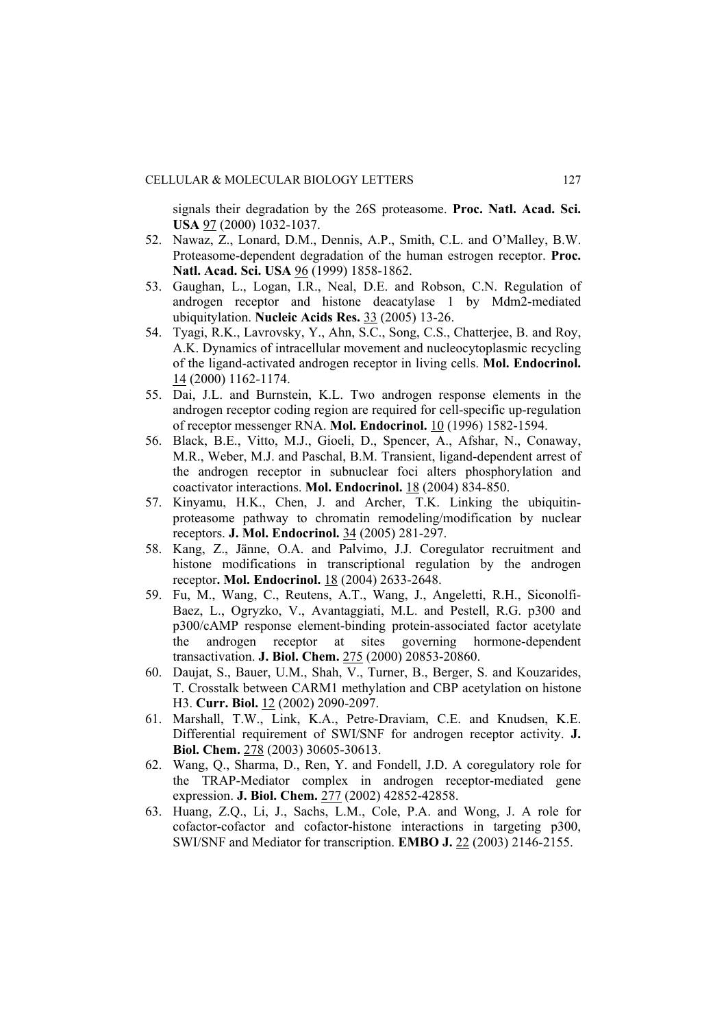signals their degradation by the 26S proteasome. **Proc. Natl. Acad. Sci. USA** 97 (2000) 1032-1037.

52. Nawaz, Z., Lonard, D.M., Dennis, A.P., Smith, C.L. and O'Malley, B.W. Proteasome-dependent degradation of the human estrogen receptor. **Proc. Natl. Acad. Sci. USA** 96 (1999) 1858-1862.
53. Gaughan, L., Logan, I.R., Neal, D.E. and Robson, C.N. Regulation of androgen receptor and histone deacatylase 1 by Mdm2-mediated ubiquitylation. **Nucleic Acids Res.** 33 (2005) 13-26.
54. Tyagi, R.K., Lavrovsky, Y., Ahn, S.C., Song, C.S., Chatterjee, B. and Roy, A.K. Dynamics of intracellular movement and nucleocytoplasmic recycling of the ligand-activated androgen receptor in living cells. **Mol. Endocrinol.** 14 (2000) 1162-1174.
55. Dai, J.L. and Burnstein, K.L. Two androgen response elements in the androgen receptor coding region are required for cell-specific up-regulation of receptor messenger RNA. **Mol. Endocrinol.** 10 (1996) 1582-1594.
56. Black, B.E., Vitto, M.J., Gioeli, D., Spencer, A., Afshar, N., Conaway, M.R., Weber, M.J. and Paschal, B.M. Transient, ligand-dependent arrest of the androgen receptor in subnuclear foci alters phosphorylation and coactivator interactions. **Mol. Endocrinol.** 18 (2004) 834-850.
57. Kinyamu, H.K., Chen, J. and Archer, T.K. Linking the ubiquitin-proteasome pathway to chromatin remodeling/modification by nuclear receptors. **J. Mol. Endocrinol.** 34 (2005) 281-297.
58. Kang, Z., Jänne, O.A. and Palvimo, J.J. Coregulator recruitment and histone modifications in transcriptional regulation by the androgen receptor**. Mol. Endocrinol.** 18 (2004) 2633-2648.
59. Fu, M., Wang, C., Reutens, A.T., Wang, J., Angeletti, R.H., Siconolfi-Baez, L., Ogryzko, V., Avantaggiati, M.L. and Pestell, R.G. p300 and p300/cAMP response element-binding protein-associated factor acetylate the androgen receptor at sites governing hormone-dependent transactivation. **J. Biol. Chem.** 275 (2000) 20853-20860.
60. Daujat, S., Bauer, U.M., Shah, V., Turner, B., Berger, S. and Kouzarides, T. Crosstalk between CARM1 methylation and CBP acetylation on histone H3. **Curr. Biol.** 12 (2002) 2090-2097.
61. Marshall, T.W., Link, K.A., Petre-Draviam, C.E. and Knudsen, K.E. Differential requirement of SWI/SNF for androgen receptor activity. **J. Biol. Chem.** 278 (2003) 30605-30613.
62. Wang, Q., Sharma, D., Ren, Y. and Fondell, J.D. A coregulatory role for the TRAP-Mediator complex in androgen receptor-mediated gene expression. **J. Biol. Chem.** 277 (2002) 42852-42858.
63. Huang, Z.Q., Li, J., Sachs, L.M., Cole, P.A. and Wong, J. A role for cofactor-cofactor and cofactor-histone interactions in targeting p300, SWI/SNF and Mediator for transcription. **EMBO J.** 22 (2003) 2146-2155.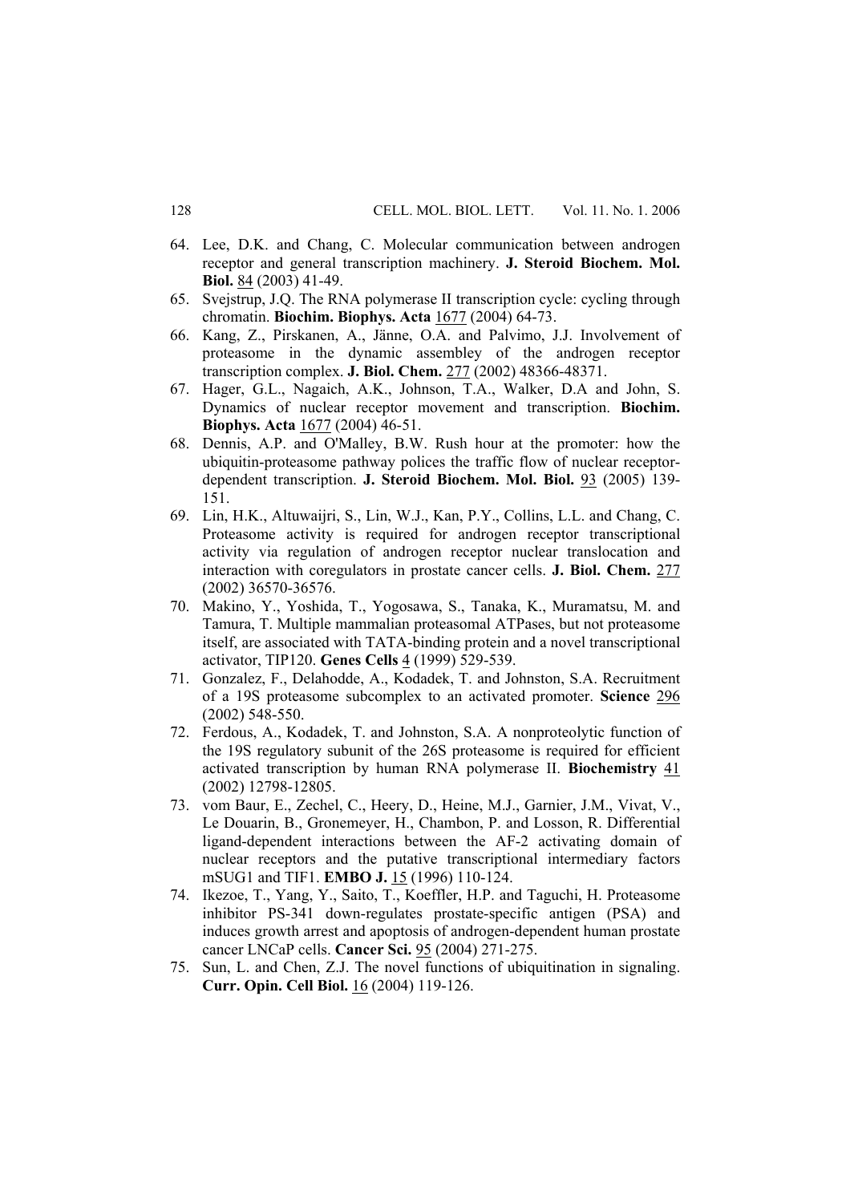64. Lee, D.K. and Chang, C. Molecular communication between androgen receptor and general transcription machinery. **J. Steroid Biochem. Mol. Biol.** 84 (2003) 41-49.
65. Svejstrup, J.Q. The RNA polymerase II transcription cycle: cycling through chromatin. **Biochim. Biophys. Acta** 1677 (2004) 64-73.
66. Kang, Z., Pirskanen, A., Jänne, O.A. and Palvimo, J.J. Involvement of proteasome in the dynamic assembley of the androgen receptor transcription complex. **J. Biol. Chem.** 277 (2002) 48366-48371.
67. Hager, G.L., Nagaich, A.K., Johnson, T.A., Walker, D.A and John, S. Dynamics of nuclear receptor movement and transcription. **Biochim. Biophys. Acta** 1677 (2004) 46-51.
68. Dennis, A.P. and O'Malley, B.W. Rush hour at the promoter: how the ubiquitin-proteasome pathway polices the traffic flow of nuclear receptor-dependent transcription. **J. Steroid Biochem. Mol. Biol.** 93 (2005) 139-151.
69. Lin, H.K., Altuwaijri, S., Lin, W.J., Kan, P.Y., Collins, L.L. and Chang, C. Proteasome activity is required for androgen receptor transcriptional activity via regulation of androgen receptor nuclear translocation and interaction with coregulators in prostate cancer cells. **J. Biol. Chem.** 277 (2002) 36570-36576.
70. Makino, Y., Yoshida, T., Yogosawa, S., Tanaka, K., Muramatsu, M. and Tamura, T. Multiple mammalian proteasomal ATPases, but not proteasome itself, are associated with TATA-binding protein and a novel transcriptional activator, TIP120. **Genes Cells** 4 (1999) 529-539.
71. Gonzalez, F., Delahodde, A., Kodadek, T. and Johnston, S.A. Recruitment of a 19S proteasome subcomplex to an activated promoter. **Science** 296 (2002) 548-550.
72. Ferdous, A., Kodadek, T. and Johnston, S.A. A nonproteolytic function of the 19S regulatory subunit of the 26S proteasome is required for efficient activated transcription by human RNA polymerase II. **Biochemistry** 41 (2002) 12798-12805.
73. vom Baur, E., Zechel, C., Heery, D., Heine, M.J., Garnier, J.M., Vivat, V., Le Douarin, B., Gronemeyer, H., Chambon, P. and Losson, R. Differential ligand-dependent interactions between the AF-2 activating domain of nuclear receptors and the putative transcriptional intermediary factors mSUG1 and TIF1. **EMBO J.** 15 (1996) 110-124.
74. Ikezoe, T., Yang, Y., Saito, T., Koeffler, H.P. and Taguchi, H. Proteasome inhibitor PS-341 down-regulates prostate-specific antigen (PSA) and induces growth arrest and apoptosis of androgen-dependent human prostate cancer LNCaP cells. **Cancer Sci.** 95 (2004) 271-275.
75. Sun, L. and Chen, Z.J. The novel functions of ubiquitination in signaling. **Curr. Opin. Cell Biol.** 16 (2004) 119-126.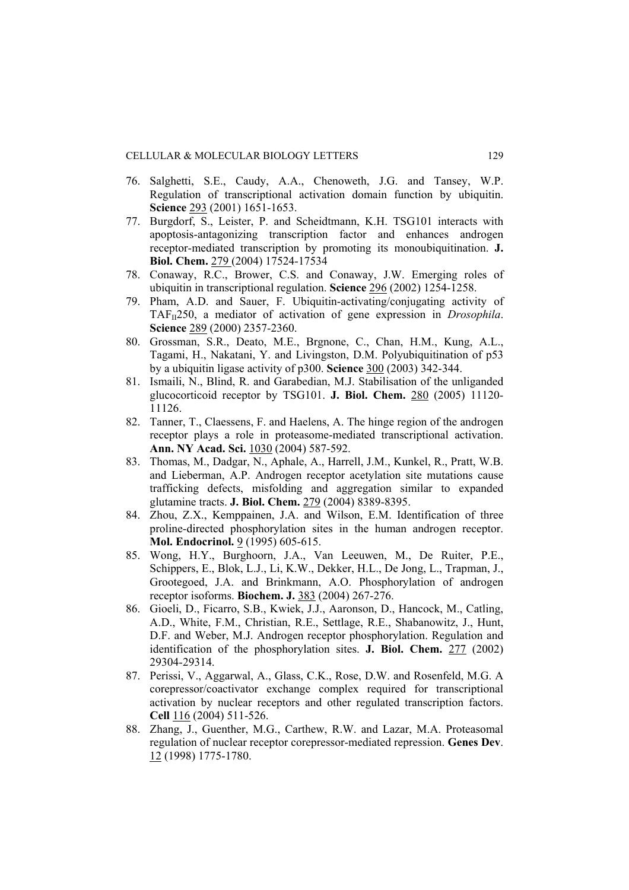76. Salghetti, S.E., Caudy, A.A., Chenoweth, J.G. and Tansey, W.P. Regulation of transcriptional activation domain function by ubiquitin. **Science** 293 (2001) 1651-1653.
77. Burgdorf, S., Leister, P. and Scheidtmann, K.H. TSG101 interacts with apoptosis-antagonizing transcription factor and enhances androgen receptor-mediated transcription by promoting its monoubiquitination. **J. Biol. Chem.** 279 (2004) 17524-17534
78. Conaway, R.C., Brower, C.S. and Conaway, J.W. Emerging roles of ubiquitin in transcriptional regulation. **Science** 296 (2002) 1254-1258.
79. Pham, A.D. and Sauer, F. Ubiquitin-activating/conjugating activity of $TAF_{II}250$, a mediator of activation of gene expression in *Drosophila*. **Science** 289 (2000) 2357-2360.
80. Grossman, S.R., Deato, M.E., Brgnone, C., Chan, H.M., Kung, A.L., Tagami, H., Nakatani, Y. and Livingston, D.M. Polyubiquitination of p53 by a ubiquitin ligase activity of p300. **Science** 300 (2003) 342-344.
81. Ismaili, N., Blind, R. and Garabedian, M.J. Stabilisation of the unliganded glucocorticoid receptor by TSG101. **J. Biol. Chem.** 280 (2005) 11120-11126.
82. Tanner, T., Claessens, F. and Haelens, A. The hinge region of the androgen receptor plays a role in proteasome-mediated transcriptional activation. **Ann. NY Acad. Sci.** 1030 (2004) 587-592.
83. Thomas, M., Dadgar, N., Aphale, A., Harrell, J.M., Kunkel, R., Pratt, W.B. and Lieberman, A.P. Androgen receptor acetylation site mutations cause trafficking defects, misfolding and aggregation similar to expanded glutamine tracts. **J. Biol. Chem.** 279 (2004) 8389-8395.
84. Zhou, Z.X., Kemppainen, J.A. and Wilson, E.M. Identification of three proline-directed phosphorylation sites in the human androgen receptor. **Mol. Endocrinol.** 9 (1995) 605-615.
85. Wong, H.Y., Burghoorn, J.A., Van Leeuwen, M., De Ruiter, P.E., Schippers, E., Blok, L.J., Li, K.W., Dekker, H.L., De Jong, L., Trapman, J., Grootegoed, J.A. and Brinkmann, A.O. Phosphorylation of androgen receptor isoforms. **Biochem. J.** 383 (2004) 267-276.
86. Gioeli, D., Ficarro, S.B., Kwiek, J.J., Aaronson, D., Hancock, M., Catling, A.D., White, F.M., Christian, R.E., Settlage, R.E., Shabanowitz, J., Hunt, D.F. and Weber, M.J. Androgen receptor phosphorylation. Regulation and identification of the phosphorylation sites. **J. Biol. Chem.** 277 (2002) 29304-29314.
87. Perissi, V., Aggarwal, A., Glass, C.K., Rose, D.W. and Rosenfeld, M.G. A corepressor/coactivator exchange complex required for transcriptional activation by nuclear receptors and other regulated transcription factors. **Cell** 116 (2004) 511-526.
88. Zhang, J., Guenther, M.G., Carthew, R.W. and Lazar, M.A. Proteasomal regulation of nuclear receptor corepressor-mediated repression. **Genes Dev**. 12 (1998) 1775-1780.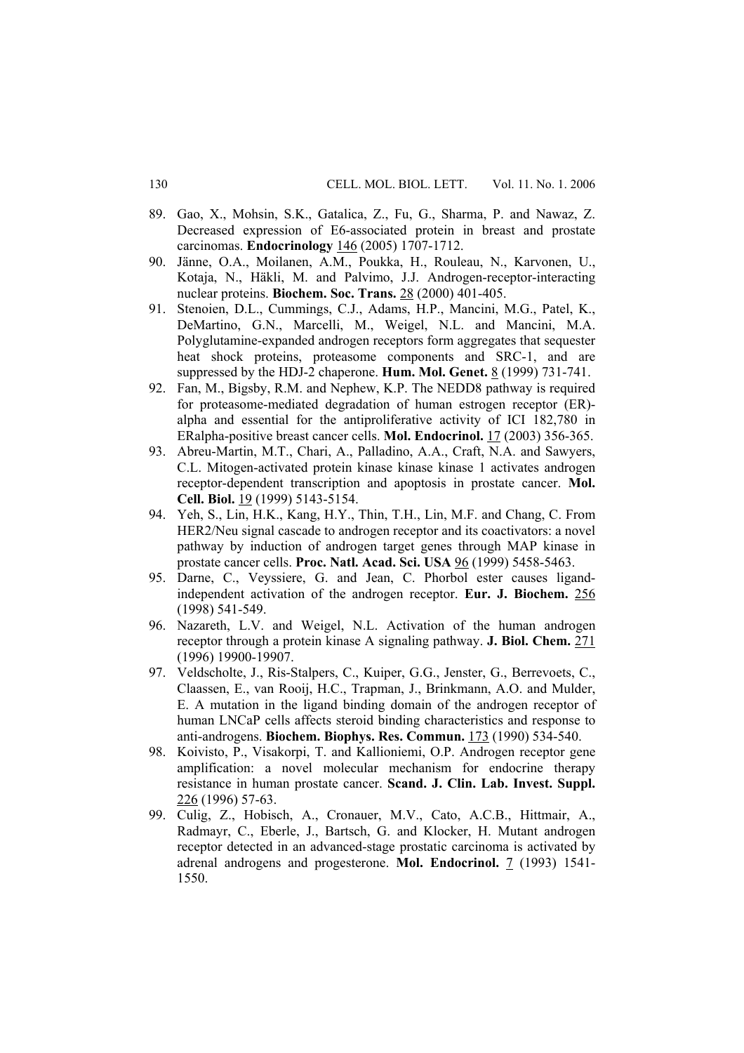89. Gao, X., Mohsin, S.K., Gatalica, Z., Fu, G., Sharma, P. and Nawaz, Z. Decreased expression of E6-associated protein in breast and prostate carcinomas. **Endocrinology** 146 (2005) 1707-1712.
90. Jänne, O.A., Moilanen, A.M., Poukka, H., Rouleau, N., Karvonen, U., Kotaja, N., Häkli, M. and Palvimo, J.J. Androgen-receptor-interacting nuclear proteins. **Biochem. Soc. Trans.** 28 (2000) 401-405.
91. Stenoien, D.L., Cummings, C.J., Adams, H.P., Mancini, M.G., Patel, K., DeMartino, G.N., Marcelli, M., Weigel, N.L. and Mancini, M.A. Polyglutamine-expanded androgen receptors form aggregates that sequester heat shock proteins, proteasome components and SRC-1, and are suppressed by the HDJ-2 chaperone. **Hum. Mol. Genet.** 8 (1999) 731-741.
92. Fan, M., Bigsby, R.M. and Nephew, K.P. The NEDD8 pathway is required for proteasome-mediated degradation of human estrogen receptor (ER)-alpha and essential for the antiproliferative activity of ICI 182,780 in ERalpha-positive breast cancer cells. **Mol. Endocrinol.** 17 (2003) 356-365.
93. Abreu-Martin, M.T., Chari, A., Palladino, A.A., Craft, N.A. and Sawyers, C.L. Mitogen-activated protein kinase kinase kinase 1 activates androgen receptor-dependent transcription and apoptosis in prostate cancer. **Mol. Cell. Biol.** 19 (1999) 5143-5154.
94. Yeh, S., Lin, H.K., Kang, H.Y., Thin, T.H., Lin, M.F. and Chang, C. From HER2/Neu signal cascade to androgen receptor and its coactivators: a novel pathway by induction of androgen target genes through MAP kinase in prostate cancer cells. **Proc. Natl. Acad. Sci. USA** 96 (1999) 5458-5463.
95. Darne, C., Veyssiere, G. and Jean, C. Phorbol ester causes ligand-independent activation of the androgen receptor. **Eur. J. Biochem.** 256 (1998) 541-549.
96. Nazareth, L.V. and Weigel, N.L. Activation of the human androgen receptor through a protein kinase A signaling pathway. **J. Biol. Chem.** 271 (1996) 19900-19907.
97. Veldscholte, J., Ris-Stalpers, C., Kuiper, G.G., Jenster, G., Berrevoets, C., Claassen, E., van Rooij, H.C., Trapman, J., Brinkmann, A.O. and Mulder, E. A mutation in the ligand binding domain of the androgen receptor of human LNCaP cells affects steroid binding characteristics and response to anti-androgens. **Biochem. Biophys. Res. Commun.** 173 (1990) 534-540.
98. Koivisto, P., Visakorpi, T. and Kallioniemi, O.P. Androgen receptor gene amplification: a novel molecular mechanism for endocrine therapy resistance in human prostate cancer. **Scand. J. Clin. Lab. Invest. Suppl.** 226 (1996) 57-63.
99. Culig, Z., Hobisch, A., Cronauer, M.V., Cato, A.C.B., Hittmair, A., Radmayr, C., Eberle, J., Bartsch, G. and Klocker, H. Mutant androgen receptor detected in an advanced-stage prostatic carcinoma is activated by adrenal androgens and progesterone. **Mol. Endocrinol.** 7 (1993) 1541-1550.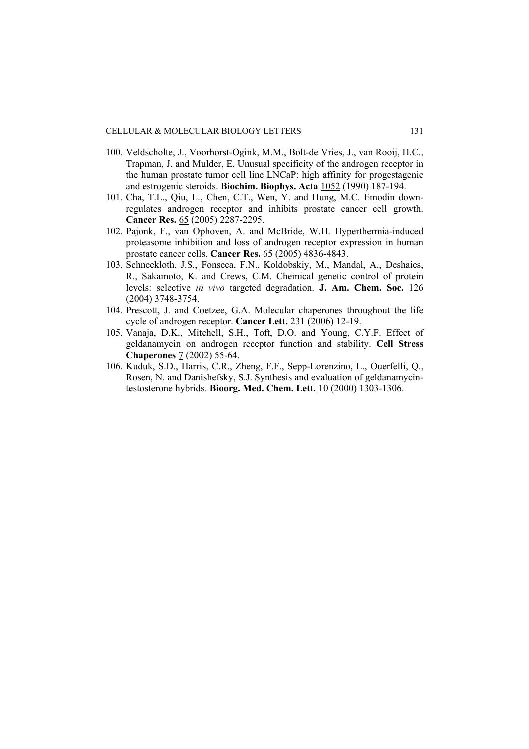100. Veldscholte, J., Voorhorst-Ogink, M.M., Bolt-de Vries, J., van Rooij, H.C., Trapman, J. and Mulder, E. Unusual specificity of the androgen receptor in the human prostate tumor cell line LNCaP: high affinity for progestagenic and estrogenic steroids. **Biochim. Biophys. Acta** 1052 (1990) 187-194.
101. Cha, T.L., Qiu, L., Chen, C.T., Wen, Y. and Hung, M.C. Emodin down-regulates androgen receptor and inhibits prostate cancer cell growth. **Cancer Res.** 65 (2005) 2287-2295.
102. Pajonk, F., van Ophoven, A. and McBride, W.H. Hyperthermia-induced proteasome inhibition and loss of androgen receptor expression in human prostate cancer cells. **Cancer Res.** 65 (2005) 4836-4843.
103. Schneekloth, J.S., Fonseca, F.N., Koldobskiy, M., Mandal, A., Deshaies, R., Sakamoto, K. and Crews, C.M. Chemical genetic control of protein levels: selective *in vivo* targeted degradation. **J. Am. Chem. Soc.** 126 (2004) 3748-3754.
104. Prescott, J. and Coetzee, G.A. Molecular chaperones throughout the life cycle of androgen receptor. **Cancer Lett.** 231 (2006) 12-19.
105. Vanaja, D.K., Mitchell, S.H., Toft, D.O. and Young, C.Y.F. Effect of geldanamycin on androgen receptor function and stability. **Cell Stress Chaperones** 7 (2002) 55-64.
106. Kuduk, S.D., Harris, C.R., Zheng, F.F., Sepp-Lorenzino, L., Ouerfelli, Q., Rosen, N. and Danishefsky, S.J. Synthesis and evaluation of geldanamycin-testosterone hybrids. **Bioorg. Med. Chem. Lett.** 10 (2000) 1303-1306.